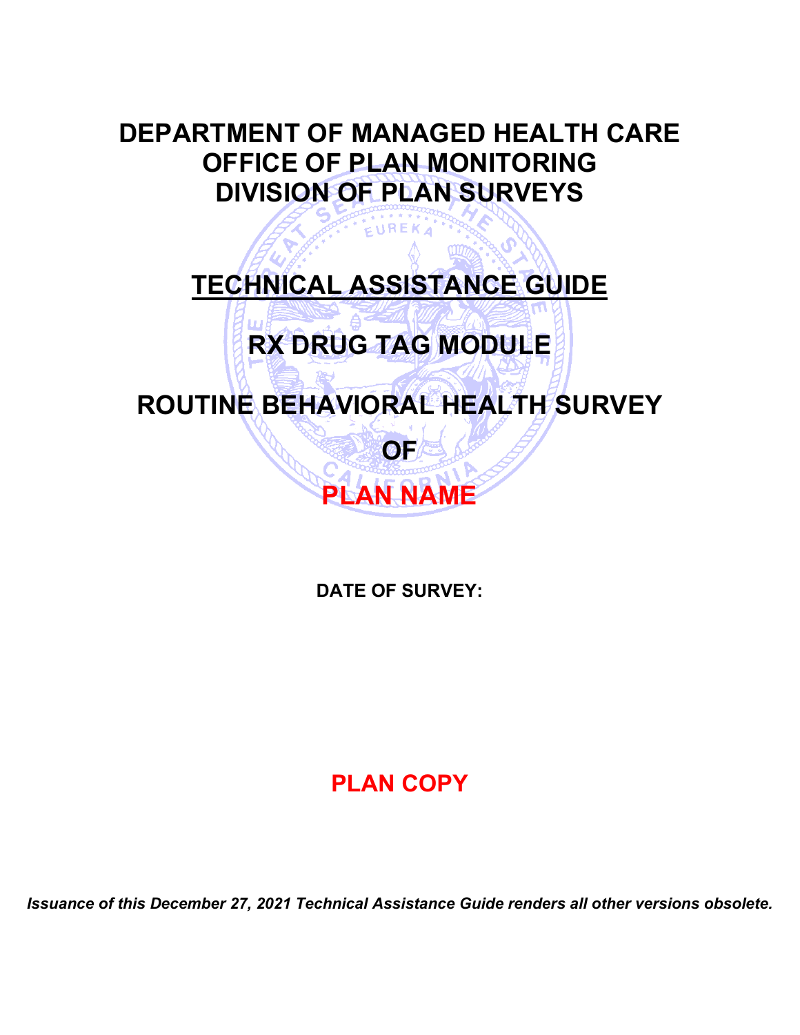# DEPARTMENT OF MANAGED HEALTH CARE
# OFFICE OF PLAN MONITORING
# DIVISION OF PLAN SURVEYS

## TECHNICAL ASSISTANCE GUIDE

## RX DRUG TAG MODULE

## ROUTINE BEHAVIORAL HEALTH SURVEY

## OF

## PLAN NAME

**DATE OF SURVEY:**

**PLAN COPY**

***Issuance of this December 27, 2021 Technical Assistance Guide renders all other versions obsolete.***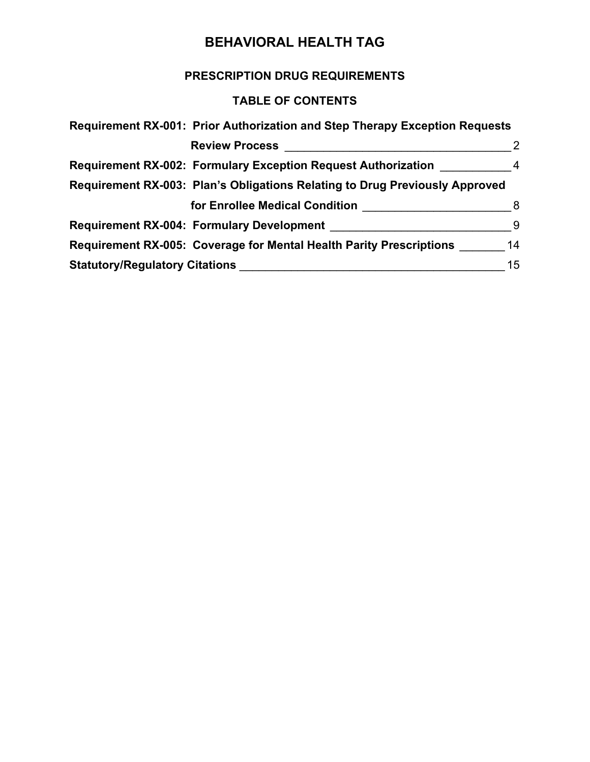# BEHAVIORAL HEALTH TAG

## PRESCRIPTION DRUG REQUIREMENTS

### TABLE OF CONTENTS

**Requirement RX-001: Prior Authorization and Step Therapy Exception Requests Review Process** ____________________ 2

**Requirement RX-002: Formulary Exception Request Authorization** ____________ 4

**Requirement RX-003: Plan's Obligations Relating to Drug Previously Approved for Enrollee Medical Condition** ____________________ 8

**Requirement RX-004: Formulary Development** ____________________ 9

**Requirement RX-005: Coverage for Mental Health Parity Prescriptions** _______ 14

**Statutory/Regulatory Citations** ____________________ 15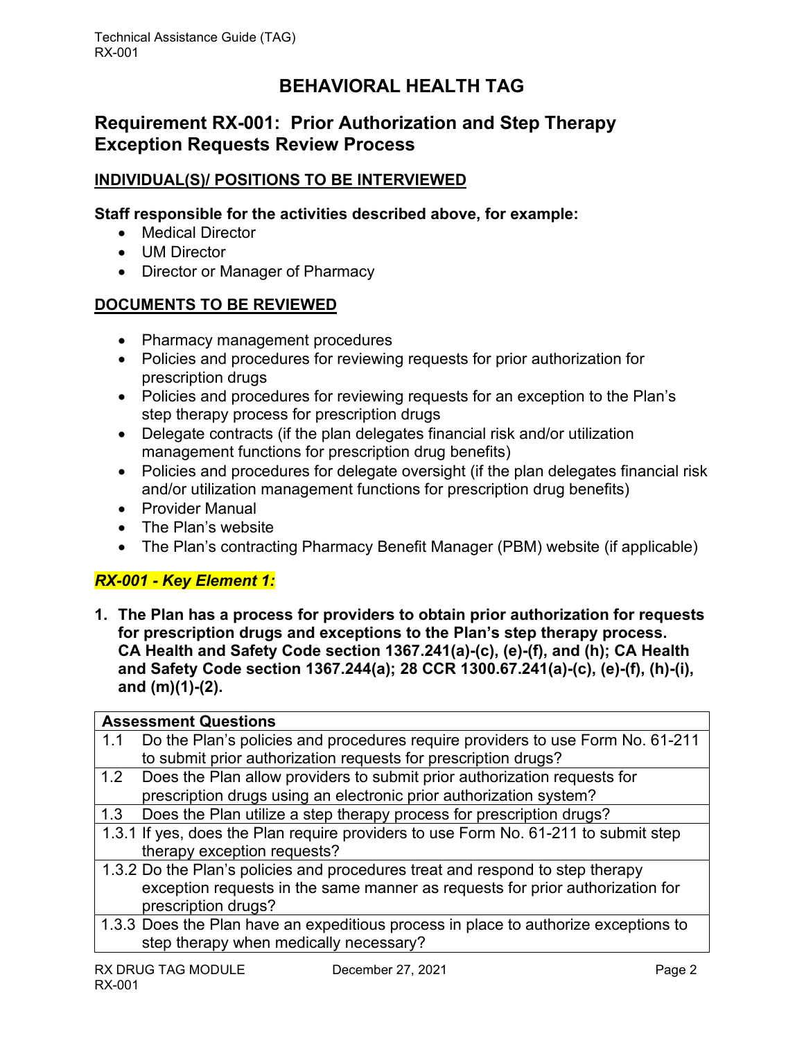# BEHAVIORAL HEALTH TAG

## Requirement RX-001: Prior Authorization and Step Therapy Exception Requests Review Process

### INDIVIDUAL(S)/ POSITIONS TO BE INTERVIEWED

**Staff responsible for the activities described above, for example:**

- Medical Director
- UM Director
- Director or Manager of Pharmacy

### DOCUMENTS TO BE REVIEWED

- Pharmacy management procedures
- Policies and procedures for reviewing requests for prior authorization for prescription drugs
- Policies and procedures for reviewing requests for an exception to the Plan's step therapy process for prescription drugs
- Delegate contracts (if the plan delegates financial risk and/or utilization management functions for prescription drug benefits)
- Policies and procedures for delegate oversight (if the plan delegates financial risk and/or utilization management functions for prescription drug benefits)
- Provider Manual
- The Plan's website
- The Plan's contracting Pharmacy Benefit Manager (PBM) website (if applicable)

### *RX-001 - Key Element 1:*

**1. The Plan has a process for providers to obtain prior authorization for requests for prescription drugs and exceptions to the Plan's step therapy process. CA Health and Safety Code section 1367.241(a)-(c), (e)-(f), and (h); CA Health and Safety Code section 1367.244(a); 28 CCR 1300.67.241(a)-(c), (e)-(f), (h)-(i), and (m)(1)-(2).**

| Assessment Questions | |
|---|---|
| 1.1 | Do the Plan's policies and procedures require providers to use Form No. 61-211 to submit prior authorization requests for prescription drugs? |
| 1.2 | Does the Plan allow providers to submit prior authorization requests for prescription drugs using an electronic prior authorization system? |
| 1.3 | Does the Plan utilize a step therapy process for prescription drugs? |
| 1.3.1 | If yes, does the Plan require providers to use Form No. 61-211 to submit step therapy exception requests? |
| 1.3.2 | Do the Plan's policies and procedures treat and respond to step therapy exception requests in the same manner as requests for prior authorization for prescription drugs? |
| 1.3.3 | Does the Plan have an expeditious process in place to authorize exceptions to step therapy when medically necessary? |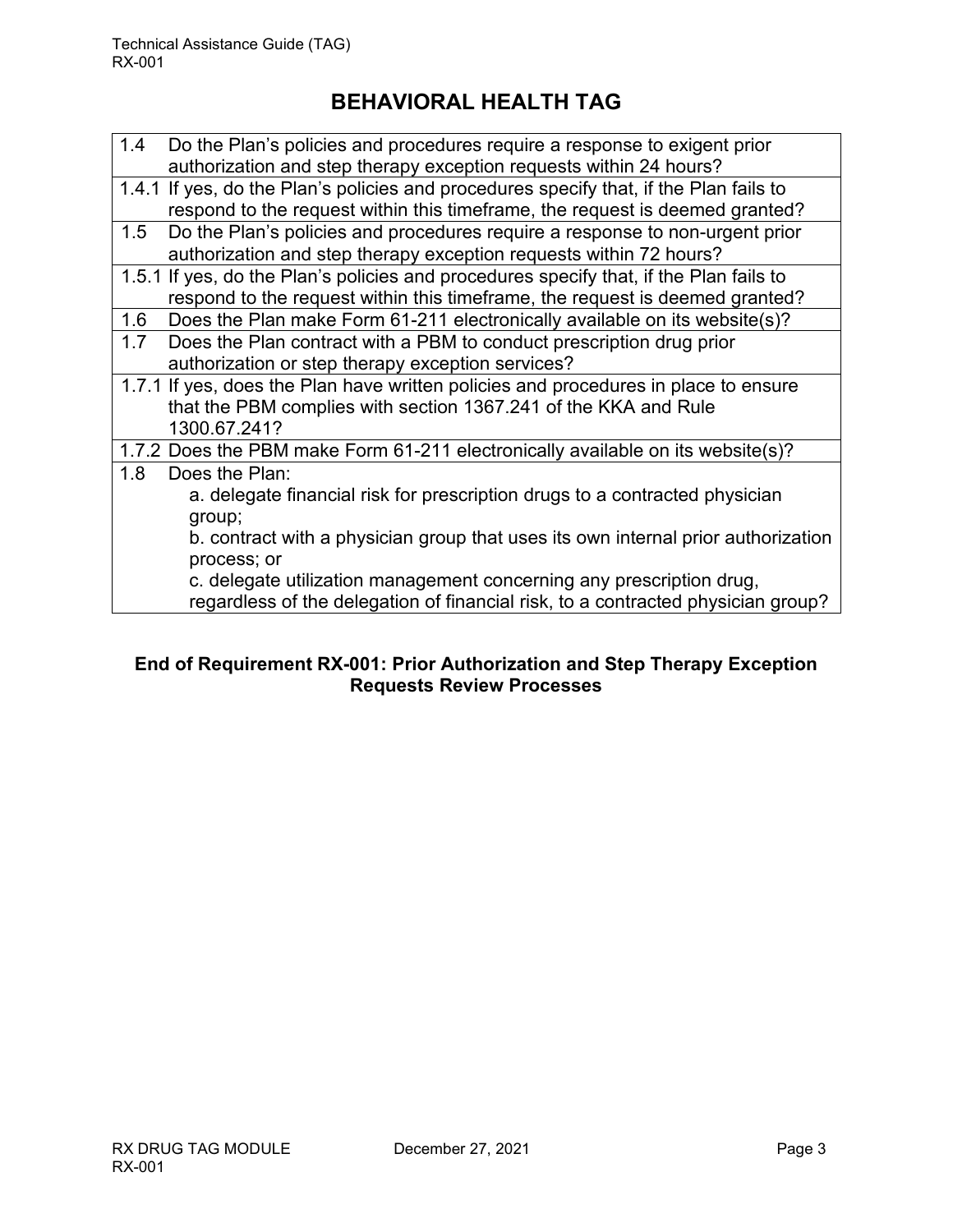## BEHAVIORAL HEALTH TAG

| | |
|---|---|
| 1.4 | Do the Plan's policies and procedures require a response to exigent prior authorization and step therapy exception requests within 24 hours? |
| 1.4.1 | If yes, do the Plan's policies and procedures specify that, if the Plan fails to respond to the request within this timeframe, the request is deemed granted? |
| 1.5 | Do the Plan's policies and procedures require a response to non-urgent prior authorization and step therapy exception requests within 72 hours? |
| 1.5.1 | If yes, do the Plan's policies and procedures specify that, if the Plan fails to respond to the request within this timeframe, the request is deemed granted? |
| 1.6 | Does the Plan make Form 61-211 electronically available on its website(s)? |
| 1.7 | Does the Plan contract with a PBM to conduct prescription drug prior authorization or step therapy exception services? |
| 1.7.1 | If yes, does the Plan have written policies and procedures in place to ensure that the PBM complies with section 1367.241 of the KKA and Rule 1300.67.241? |
| 1.7.2 | Does the PBM make Form 61-211 electronically available on its website(s)? |
| 1.8 | Does the Plan:<br>a. delegate financial risk for prescription drugs to a contracted physician group;<br>b. contract with a physician group that uses its own internal prior authorization process; or<br>c. delegate utilization management concerning any prescription drug, regardless of the delegation of financial risk, to a contracted physician group? |

**End of Requirement RX-001: Prior Authorization and Step Therapy Exception Requests Review Processes**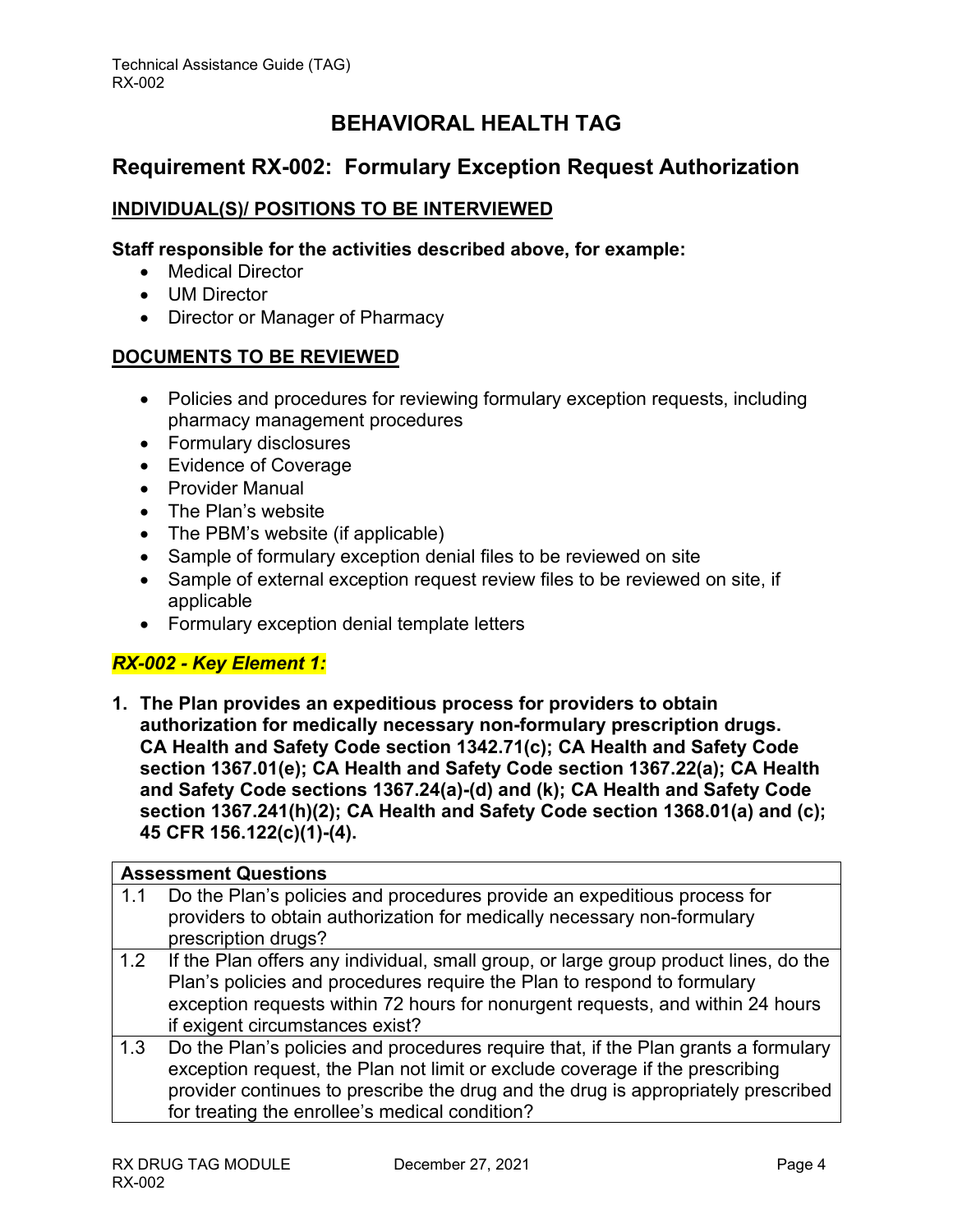# BEHAVIORAL HEALTH TAG

## Requirement RX-002: Formulary Exception Request Authorization

### INDIVIDUAL(S)/ POSITIONS TO BE INTERVIEWED

**Staff responsible for the activities described above, for example:**

- Medical Director
- UM Director
- Director or Manager of Pharmacy

### DOCUMENTS TO BE REVIEWED

- Policies and procedures for reviewing formulary exception requests, including pharmacy management procedures
- Formulary disclosures
- Evidence of Coverage
- Provider Manual
- The Plan's website
- The PBM's website (if applicable)
- Sample of formulary exception denial files to be reviewed on site
- Sample of external exception request review files to be reviewed on site, if applicable
- Formulary exception denial template letters

### *RX-002 - Key Element 1:*

**1. The Plan provides an expeditious process for providers to obtain authorization for medically necessary non-formulary prescription drugs. CA Health and Safety Code section 1342.71(c); CA Health and Safety Code section 1367.01(e); CA Health and Safety Code section 1367.22(a); CA Health and Safety Code sections 1367.24(a)-(d) and (k); CA Health and Safety Code section 1367.241(h)(2); CA Health and Safety Code section 1368.01(a) and (c); 45 CFR 156.122(c)(1)-(4).**

| **Assessment Questions** | |
|---|---|
| 1.1 | Do the Plan's policies and procedures provide an expeditious process for providers to obtain authorization for medically necessary non-formulary prescription drugs? |
| 1.2 | If the Plan offers any individual, small group, or large group product lines, do the Plan's policies and procedures require the Plan to respond to formulary exception requests within 72 hours for nonurgent requests, and within 24 hours if exigent circumstances exist? |
| 1.3 | Do the Plan's policies and procedures require that, if the Plan grants a formulary exception request, the Plan not limit or exclude coverage if the prescribing provider continues to prescribe the drug and the drug is appropriately prescribed for treating the enrollee's medical condition? |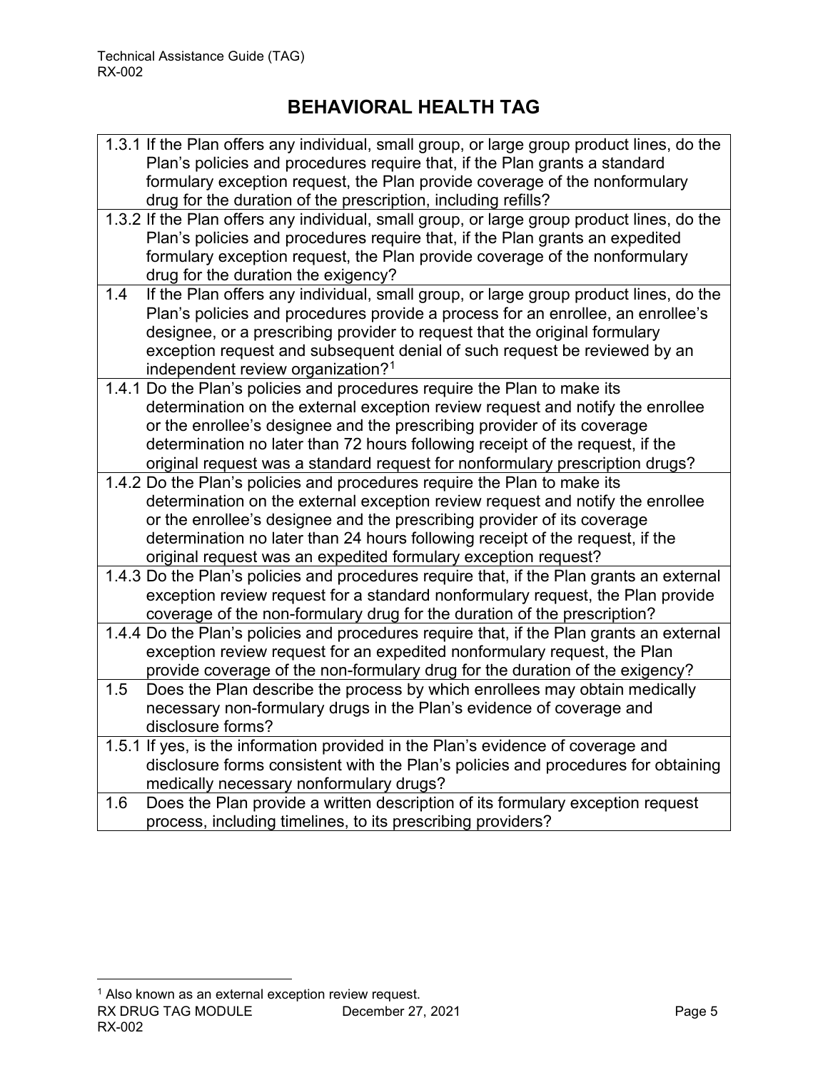## BEHAVIORAL HEALTH TAG

| | |
|---|---|
| 1.3.1 | If the Plan offers any individual, small group, or large group product lines, do the Plan's policies and procedures require that, if the Plan grants a standard formulary exception request, the Plan provide coverage of the nonformulary drug for the duration of the prescription, including refills? |
| 1.3.2 | If the Plan offers any individual, small group, or large group product lines, do the Plan's policies and procedures require that, if the Plan grants an expedited formulary exception request, the Plan provide coverage of the nonformulary drug for the duration the exigency? |
| 1.4 | If the Plan offers any individual, small group, or large group product lines, do the Plan's policies and procedures provide a process for an enrollee, an enrollee's designee, or a prescribing provider to request that the original formulary exception request and subsequent denial of such request be reviewed by an independent review organization?[1] |
| 1.4.1 | Do the Plan's policies and procedures require the Plan to make its determination on the external exception review request and notify the enrollee or the enrollee's designee and the prescribing provider of its coverage determination no later than 72 hours following receipt of the request, if the original request was a standard request for nonformulary prescription drugs? |
| 1.4.2 | Do the Plan's policies and procedures require the Plan to make its determination on the external exception review request and notify the enrollee or the enrollee's designee and the prescribing provider of its coverage determination no later than 24 hours following receipt of the request, if the original request was an expedited formulary exception request? |
| 1.4.3 | Do the Plan's policies and procedures require that, if the Plan grants an external exception review request for a standard nonformulary request, the Plan provide coverage of the non-formulary drug for the duration of the prescription? |
| 1.4.4 | Do the Plan's policies and procedures require that, if the Plan grants an external exception review request for an expedited nonformulary request, the Plan provide coverage of the non-formulary drug for the duration of the exigency? |
| 1.5 | Does the Plan describe the process by which enrollees may obtain medically necessary non-formulary drugs in the Plan's evidence of coverage and disclosure forms? |
| 1.5.1 | If yes, is the information provided in the Plan's evidence of coverage and disclosure forms consistent with the Plan's policies and procedures for obtaining medically necessary nonformulary drugs? |
| 1.6 | Does the Plan provide a written description of its formulary exception request process, including timelines, to its prescribing providers? |

[1] Also known as an external exception review request.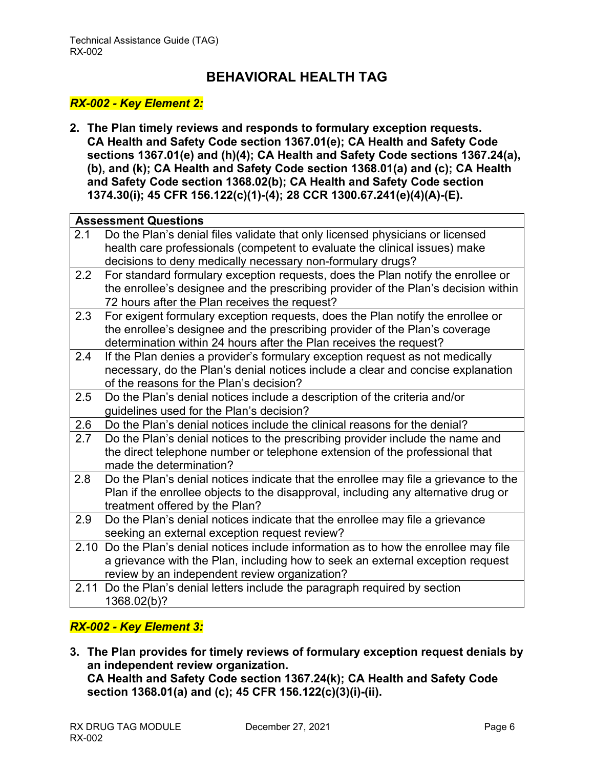# BEHAVIORAL HEALTH TAG

***RX-002 - Key Element 2:***

**2. The Plan timely reviews and responds to formulary exception requests. CA Health and Safety Code section 1367.01(e); CA Health and Safety Code sections 1367.01(e) and (h)(4); CA Health and Safety Code sections 1367.24(a), (b), and (k); CA Health and Safety Code section 1368.01(a) and (c); CA Health and Safety Code section 1368.02(b); CA Health and Safety Code section 1374.30(i); 45 CFR 156.122(c)(1)-(4); 28 CCR 1300.67.241(e)(4)(A)-(E).**

| **Assessment Questions** | |
|---|---|
| 2.1 | Do the Plan's denial files validate that only licensed physicians or licensed health care professionals (competent to evaluate the clinical issues) make decisions to deny medically necessary non-formulary drugs? |
| 2.2 | For standard formulary exception requests, does the Plan notify the enrollee or the enrollee's designee and the prescribing provider of the Plan's decision within 72 hours after the Plan receives the request? |
| 2.3 | For exigent formulary exception requests, does the Plan notify the enrollee or the enrollee's designee and the prescribing provider of the Plan's coverage determination within 24 hours after the Plan receives the request? |
| 2.4 | If the Plan denies a provider's formulary exception request as not medically necessary, do the Plan's denial notices include a clear and concise explanation of the reasons for the Plan's decision? |
| 2.5 | Do the Plan's denial notices include a description of the criteria and/or guidelines used for the Plan's decision? |
| 2.6 | Do the Plan's denial notices include the clinical reasons for the denial? |
| 2.7 | Do the Plan's denial notices to the prescribing provider include the name and the direct telephone number or telephone extension of the professional that made the determination? |
| 2.8 | Do the Plan's denial notices indicate that the enrollee may file a grievance to the Plan if the enrollee objects to the disapproval, including any alternative drug or treatment offered by the Plan? |
| 2.9 | Do the Plan's denial notices indicate that the enrollee may file a grievance seeking an external exception request review? |
| 2.10 | Do the Plan's denial notices include information as to how the enrollee may file a grievance with the Plan, including how to seek an external exception request review by an independent review organization? |
| 2.11 | Do the Plan's denial letters include the paragraph required by section 1368.02(b)? |

***RX-002 - Key Element 3:***

**3. The Plan provides for timely reviews of formulary exception request denials by an independent review organization. CA Health and Safety Code section 1367.24(k); CA Health and Safety Code section 1368.01(a) and (c); 45 CFR 156.122(c)(3)(i)-(ii).**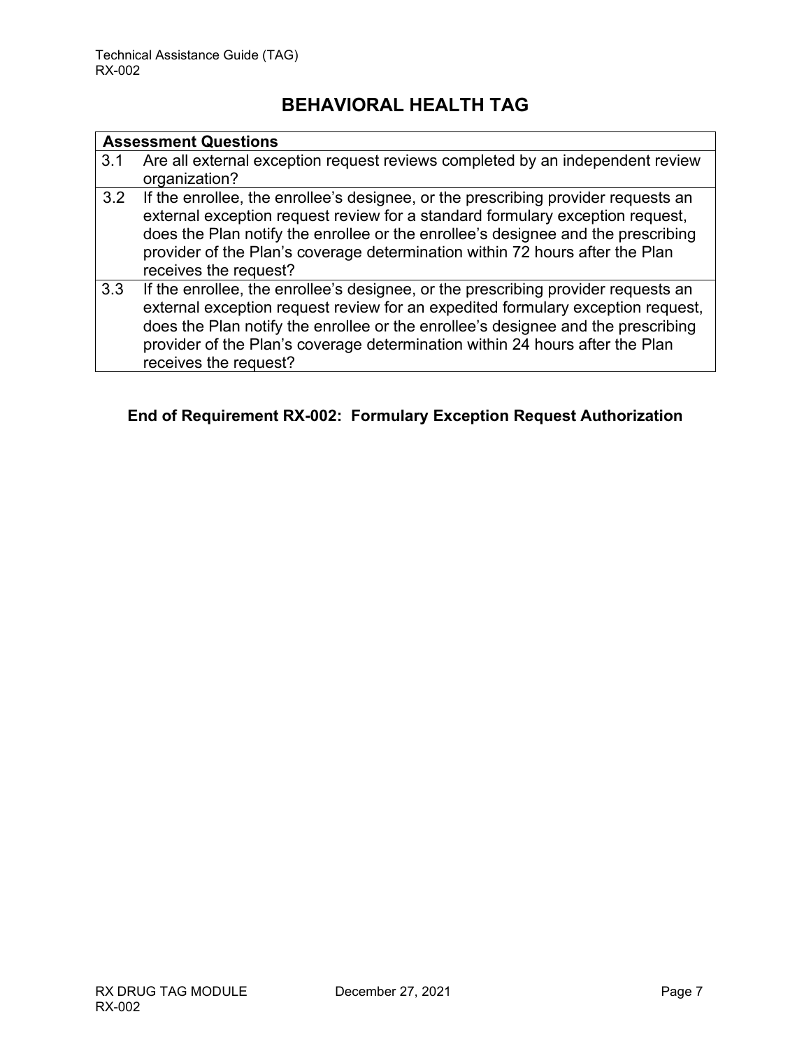# BEHAVIORAL HEALTH TAG

| **Assessment Questions** | |
|---|---|
| 3.1 | Are all external exception request reviews completed by an independent review organization? |
| 3.2 | If the enrollee, the enrollee's designee, or the prescribing provider requests an external exception request review for a standard formulary exception request, does the Plan notify the enrollee or the enrollee's designee and the prescribing provider of the Plan's coverage determination within 72 hours after the Plan receives the request? |
| 3.3 | If the enrollee, the enrollee's designee, or the prescribing provider requests an external exception request review for an expedited formulary exception request, does the Plan notify the enrollee or the enrollee's designee and the prescribing provider of the Plan's coverage determination within 24 hours after the Plan receives the request? |

**End of Requirement RX-002: Formulary Exception Request Authorization**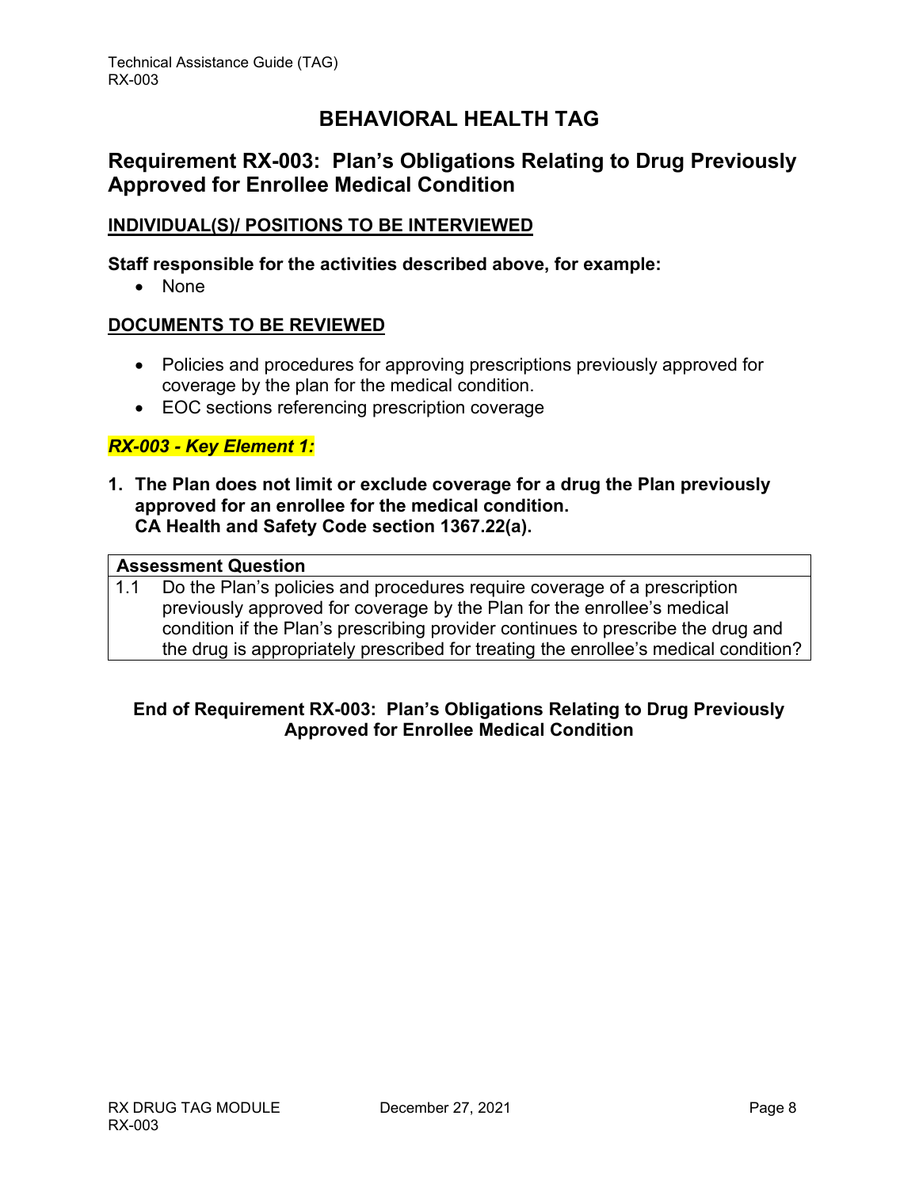# BEHAVIORAL HEALTH TAG

## Requirement RX-003: Plan's Obligations Relating to Drug Previously Approved for Enrollee Medical Condition

### INDIVIDUAL(S)/ POSITIONS TO BE INTERVIEWED

**Staff responsible for the activities described above, for example:**

- None

### DOCUMENTS TO BE REVIEWED

- Policies and procedures for approving prescriptions previously approved for coverage by the plan for the medical condition.
- EOC sections referencing prescription coverage

***RX-003 - Key Element 1:***

**1. The Plan does not limit or exclude coverage for a drug the Plan previously approved for an enrollee for the medical condition.**
**CA Health and Safety Code section 1367.22(a).**

| Assessment Question | |
|---|---|
| 1.1 | Do the Plan's policies and procedures require coverage of a prescription previously approved for coverage by the Plan for the enrollee's medical condition if the Plan's prescribing provider continues to prescribe the drug and the drug is appropriately prescribed for treating the enrollee's medical condition? |

**End of Requirement RX-003: Plan's Obligations Relating to Drug Previously Approved for Enrollee Medical Condition**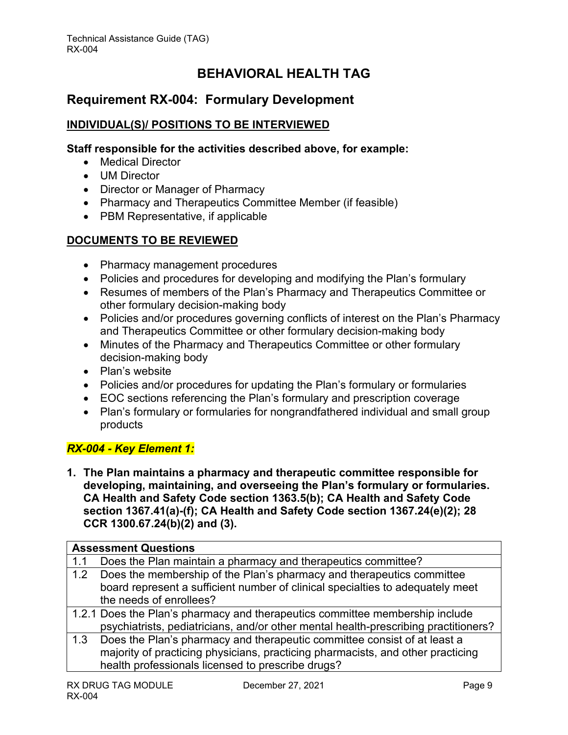# BEHAVIORAL HEALTH TAG

## Requirement RX-004: Formulary Development

### INDIVIDUAL(S)/ POSITIONS TO BE INTERVIEWED

**Staff responsible for the activities described above, for example:**

- Medical Director
- UM Director
- Director or Manager of Pharmacy
- Pharmacy and Therapeutics Committee Member (if feasible)
- PBM Representative, if applicable

### DOCUMENTS TO BE REVIEWED

- Pharmacy management procedures
- Policies and procedures for developing and modifying the Plan's formulary
- Resumes of members of the Plan's Pharmacy and Therapeutics Committee or other formulary decision-making body
- Policies and/or procedures governing conflicts of interest on the Plan's Pharmacy and Therapeutics Committee or other formulary decision-making body
- Minutes of the Pharmacy and Therapeutics Committee or other formulary decision-making body
- Plan's website
- Policies and/or procedures for updating the Plan's formulary or formularies
- EOC sections referencing the Plan's formulary and prescription coverage
- Plan's formulary or formularies for nongrandfathered individual and small group products

***RX-004 - Key Element 1:***

**1. The Plan maintains a pharmacy and therapeutic committee responsible for developing, maintaining, and overseeing the Plan's formulary or formularies. CA Health and Safety Code section 1363.5(b); CA Health and Safety Code section 1367.41(a)-(f); CA Health and Safety Code section 1367.24(e)(2); 28 CCR 1300.67.24(b)(2) and (3).**

| **Assessment Questions** | |
|---|---|
| 1.1 | Does the Plan maintain a pharmacy and therapeutics committee? |
| 1.2 | Does the membership of the Plan's pharmacy and therapeutics committee board represent a sufficient number of clinical specialties to adequately meet the needs of enrollees? |
| 1.2.1 | Does the Plan's pharmacy and therapeutics committee membership include psychiatrists, pediatricians, and/or other mental health-prescribing practitioners? |
| 1.3 | Does the Plan's pharmacy and therapeutic committee consist of at least a majority of practicing physicians, practicing pharmacists, and other practicing health professionals licensed to prescribe drugs? |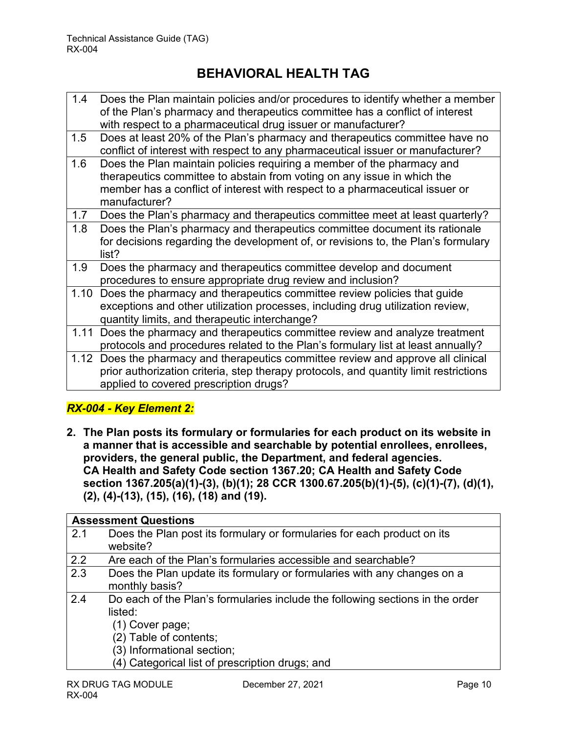# BEHAVIORAL HEALTH TAG

| | |
|---|---|
| 1.4 | Does the Plan maintain policies and/or procedures to identify whether a member of the Plan's pharmacy and therapeutics committee has a conflict of interest with respect to a pharmaceutical drug issuer or manufacturer? |
| 1.5 | Does at least 20% of the Plan's pharmacy and therapeutics committee have no conflict of interest with respect to any pharmaceutical issuer or manufacturer? |
| 1.6 | Does the Plan maintain policies requiring a member of the pharmacy and therapeutics committee to abstain from voting on any issue in which the member has a conflict of interest with respect to a pharmaceutical issuer or manufacturer? |
| 1.7 | Does the Plan's pharmacy and therapeutics committee meet at least quarterly? |
| 1.8 | Does the Plan's pharmacy and therapeutics committee document its rationale for decisions regarding the development of, or revisions to, the Plan's formulary list? |
| 1.9 | Does the pharmacy and therapeutics committee develop and document procedures to ensure appropriate drug review and inclusion? |
| 1.10 | Does the pharmacy and therapeutics committee review policies that guide exceptions and other utilization processes, including drug utilization review, quantity limits, and therapeutic interchange? |
| 1.11 | Does the pharmacy and therapeutics committee review and analyze treatment protocols and procedures related to the Plan's formulary list at least annually? |
| 1.12 | Does the pharmacy and therapeutics committee review and approve all clinical prior authorization criteria, step therapy protocols, and quantity limit restrictions applied to covered prescription drugs? |

***RX-004 - Key Element 2:***

**2. The Plan posts its formulary or formularies for each product on its website in a manner that is accessible and searchable by potential enrollees, enrollees, providers, the general public, the Department, and federal agencies. CA Health and Safety Code section 1367.20; CA Health and Safety Code section 1367.205(a)(1)-(3), (b)(1); 28 CCR 1300.67.205(b)(1)-(5), (c)(1)-(7), (d)(1), (2), (4)-(13), (15), (16), (18) and (19).**

| Assessment Questions | |
|---|---|
| 2.1 | Does the Plan post its formulary or formularies for each product on its website? |
| 2.2 | Are each of the Plan's formularies accessible and searchable? |
| 2.3 | Does the Plan update its formulary or formularies with any changes on a monthly basis? |
| 2.4 | Do each of the Plan's formularies include the following sections in the order listed:<br>(1) Cover page;<br>(2) Table of contents;<br>(3) Informational section;<br>(4) Categorical list of prescription drugs; and |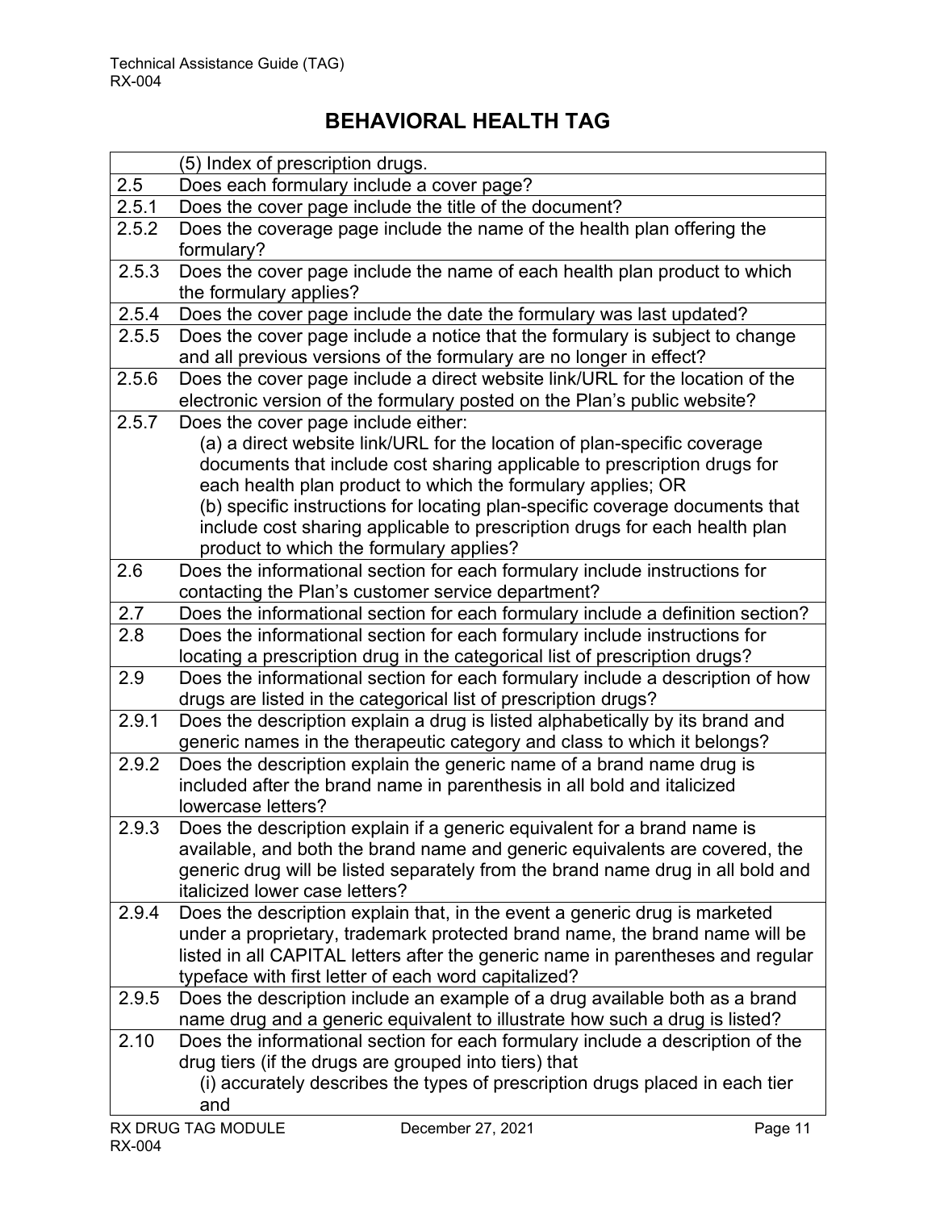# BEHAVIORAL HEALTH TAG

| | |
|---|---|
| | (5) Index of prescription drugs. |
| 2.5 | Does each formulary include a cover page? |
| 2.5.1 | Does the cover page include the title of the document? |
| 2.5.2 | Does the coverage page include the name of the health plan offering the formulary? |
| 2.5.3 | Does the cover page include the name of each health plan product to which the formulary applies? |
| 2.5.4 | Does the cover page include the date the formulary was last updated? |
| 2.5.5 | Does the cover page include a notice that the formulary is subject to change and all previous versions of the formulary are no longer in effect? |
| 2.5.6 | Does the cover page include a direct website link/URL for the location of the electronic version of the formulary posted on the Plan's public website? |
| 2.5.7 | Does the cover page include either:<br>(a) a direct website link/URL for the location of plan-specific coverage documents that include cost sharing applicable to prescription drugs for each health plan product to which the formulary applies; OR<br>(b) specific instructions for locating plan-specific coverage documents that include cost sharing applicable to prescription drugs for each health plan product to which the formulary applies? |
| 2.6 | Does the informational section for each formulary include instructions for contacting the Plan's customer service department? |
| 2.7 | Does the informational section for each formulary include a definition section? |
| 2.8 | Does the informational section for each formulary include instructions for locating a prescription drug in the categorical list of prescription drugs? |
| 2.9 | Does the informational section for each formulary include a description of how drugs are listed in the categorical list of prescription drugs? |
| 2.9.1 | Does the description explain a drug is listed alphabetically by its brand and generic names in the therapeutic category and class to which it belongs? |
| 2.9.2 | Does the description explain the generic name of a brand name drug is included after the brand name in parenthesis in all bold and italicized lowercase letters? |
| 2.9.3 | Does the description explain if a generic equivalent for a brand name is available, and both the brand name and generic equivalents are covered, the generic drug will be listed separately from the brand name drug in all bold and italicized lower case letters? |
| 2.9.4 | Does the description explain that, in the event a generic drug is marketed under a proprietary, trademark protected brand name, the brand name will be listed in all CAPITAL letters after the generic name in parentheses and regular typeface with first letter of each word capitalized? |
| 2.9.5 | Does the description include an example of a drug available both as a brand name drug and a generic equivalent to illustrate how such a drug is listed? |
| 2.10 | Does the informational section for each formulary include a description of the drug tiers (if the drugs are grouped into tiers) that<br>(i) accurately describes the types of prescription drugs placed in each tier and |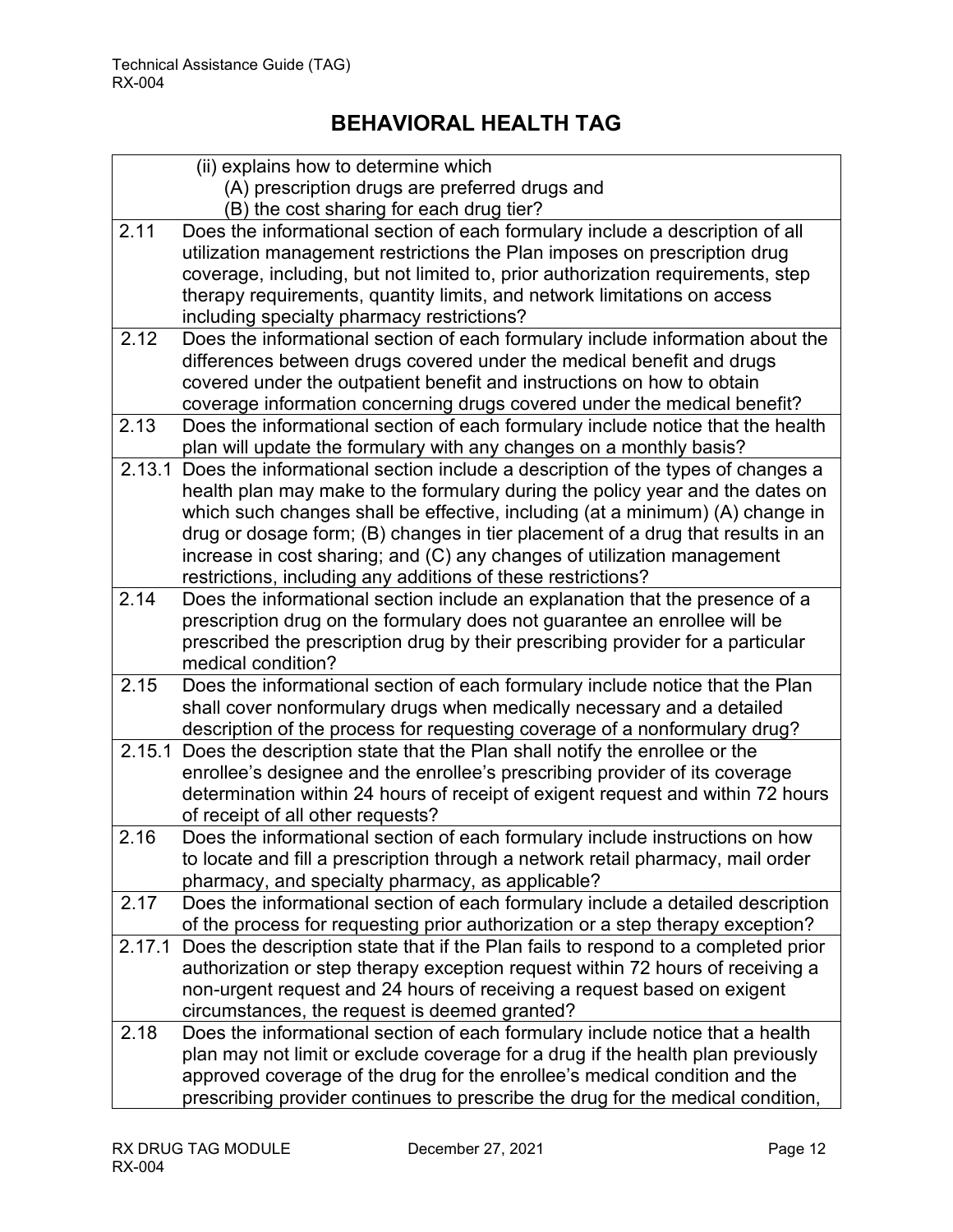# BEHAVIORAL HEALTH TAG

| | |
|---|---|
| | (ii) explains how to determine which<br>(A) prescription drugs are preferred drugs and<br>(B) the cost sharing for each drug tier? |
| 2.11 | Does the informational section of each formulary include a description of all utilization management restrictions the Plan imposes on prescription drug coverage, including, but not limited to, prior authorization requirements, step therapy requirements, quantity limits, and network limitations on access including specialty pharmacy restrictions? |
| 2.12 | Does the informational section of each formulary include information about the differences between drugs covered under the medical benefit and drugs covered under the outpatient benefit and instructions on how to obtain coverage information concerning drugs covered under the medical benefit? |
| 2.13 | Does the informational section of each formulary include notice that the health plan will update the formulary with any changes on a monthly basis? |
| 2.13.1 | Does the informational section include a description of the types of changes a health plan may make to the formulary during the policy year and the dates on which such changes shall be effective, including (at a minimum) (A) change in drug or dosage form; (B) changes in tier placement of a drug that results in an increase in cost sharing; and (C) any changes of utilization management restrictions, including any additions of these restrictions? |
| 2.14 | Does the informational section include an explanation that the presence of a prescription drug on the formulary does not guarantee an enrollee will be prescribed the prescription drug by their prescribing provider for a particular medical condition? |
| 2.15 | Does the informational section of each formulary include notice that the Plan shall cover nonformulary drugs when medically necessary and a detailed description of the process for requesting coverage of a nonformulary drug? |
| 2.15.1 | Does the description state that the Plan shall notify the enrollee or the enrollee's designee and the enrollee's prescribing provider of its coverage determination within 24 hours of receipt of exigent request and within 72 hours of receipt of all other requests? |
| 2.16 | Does the informational section of each formulary include instructions on how to locate and fill a prescription through a network retail pharmacy, mail order pharmacy, and specialty pharmacy, as applicable? |
| 2.17 | Does the informational section of each formulary include a detailed description of the process for requesting prior authorization or a step therapy exception? |
| 2.17.1 | Does the description state that if the Plan fails to respond to a completed prior authorization or step therapy exception request within 72 hours of receiving a non-urgent request and 24 hours of receiving a request based on exigent circumstances, the request is deemed granted? |
| 2.18 | Does the informational section of each formulary include notice that a health plan may not limit or exclude coverage for a drug if the health plan previously approved coverage of the drug for the enrollee's medical condition and the prescribing provider continues to prescribe the drug for the medical condition, |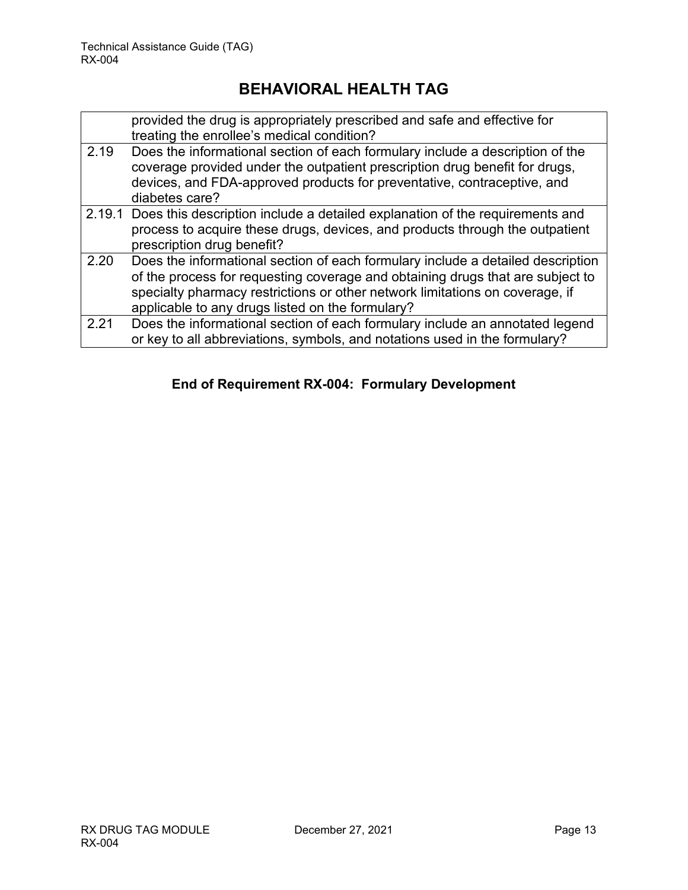# BEHAVIORAL HEALTH TAG

| | |
|---|---|
| | provided the drug is appropriately prescribed and safe and effective for treating the enrollee's medical condition? |
| 2.19 | Does the informational section of each formulary include a description of the coverage provided under the outpatient prescription drug benefit for drugs, devices, and FDA-approved products for preventative, contraceptive, and diabetes care? |
| 2.19.1 | Does this description include a detailed explanation of the requirements and process to acquire these drugs, devices, and products through the outpatient prescription drug benefit? |
| 2.20 | Does the informational section of each formulary include a detailed description of the process for requesting coverage and obtaining drugs that are subject to specialty pharmacy restrictions or other network limitations on coverage, if applicable to any drugs listed on the formulary? |
| 2.21 | Does the informational section of each formulary include an annotated legend or key to all abbreviations, symbols, and notations used in the formulary? |

**End of Requirement RX-004: Formulary Development**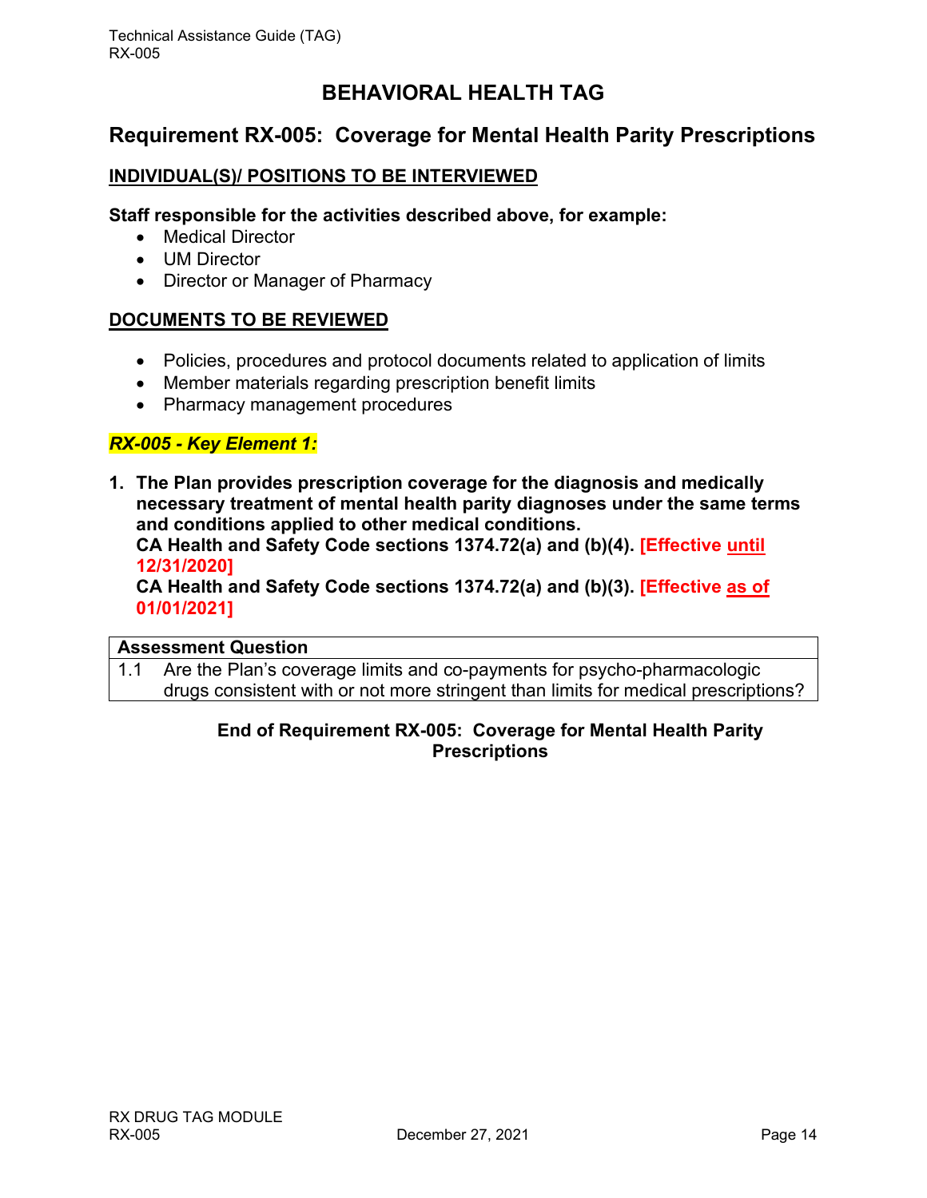# BEHAVIORAL HEALTH TAG

## Requirement RX-005: Coverage for Mental Health Parity Prescriptions

### INDIVIDUAL(S)/ POSITIONS TO BE INTERVIEWED

**Staff responsible for the activities described above, for example:**

- Medical Director
- UM Director
- Director or Manager of Pharmacy

### DOCUMENTS TO BE REVIEWED

- Policies, procedures and protocol documents related to application of limits
- Member materials regarding prescription benefit limits
- Pharmacy management procedures

***RX-005 - Key Element 1:***

1. **The Plan provides prescription coverage for the diagnosis and medically necessary treatment of mental health parity diagnoses under the same terms and conditions applied to other medical conditions.**
   **CA Health and Safety Code sections 1374.72(a) and (b)(4). [Effective until 12/31/2020]**
   **CA Health and Safety Code sections 1374.72(a) and (b)(3). [Effective as of 01/01/2021]**

| **Assessment Question** | |
|---|---|
| 1.1 | Are the Plan's coverage limits and co-payments for psycho-pharmacologic drugs consistent with or not more stringent than limits for medical prescriptions? |

**End of Requirement RX-005: Coverage for Mental Health Parity Prescriptions**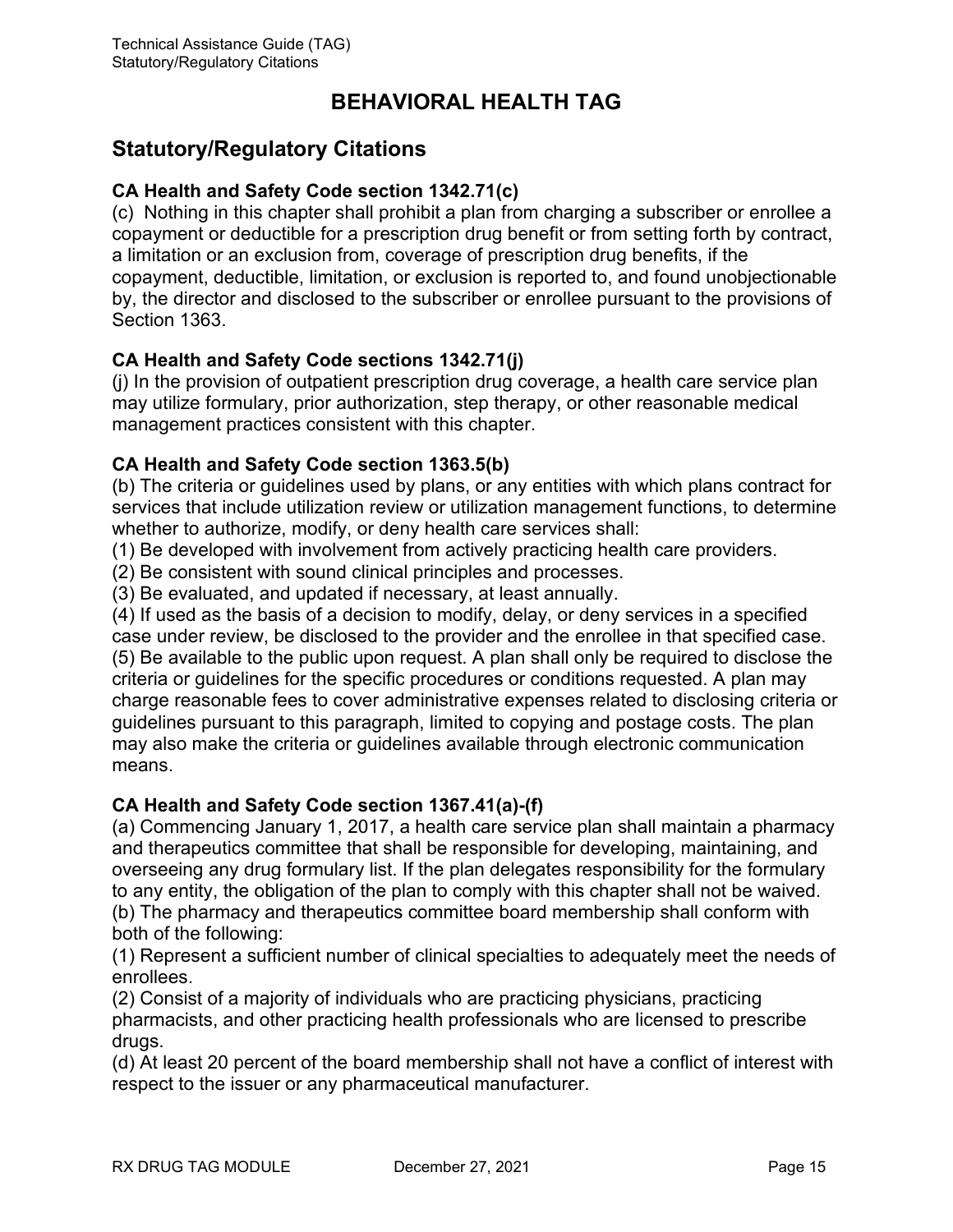# BEHAVIORAL HEALTH TAG

## Statutory/Regulatory Citations

### CA Health and Safety Code section 1342.71(c)

(c) Nothing in this chapter shall prohibit a plan from charging a subscriber or enrollee a copayment or deductible for a prescription drug benefit or from setting forth by contract, a limitation or an exclusion from, coverage of prescription drug benefits, if the copayment, deductible, limitation, or exclusion is reported to, and found unobjectionable by, the director and disclosed to the subscriber or enrollee pursuant to the provisions of Section 1363.

### CA Health and Safety Code sections 1342.71(j)

(j) In the provision of outpatient prescription drug coverage, a health care service plan may utilize formulary, prior authorization, step therapy, or other reasonable medical management practices consistent with this chapter.

### CA Health and Safety Code section 1363.5(b)

(b) The criteria or guidelines used by plans, or any entities with which plans contract for services that include utilization review or utilization management functions, to determine whether to authorize, modify, or deny health care services shall:

(1) Be developed with involvement from actively practicing health care providers.

(2) Be consistent with sound clinical principles and processes.

(3) Be evaluated, and updated if necessary, at least annually.

(4) If used as the basis of a decision to modify, delay, or deny services in a specified case under review, be disclosed to the provider and the enrollee in that specified case.

(5) Be available to the public upon request. A plan shall only be required to disclose the criteria or guidelines for the specific procedures or conditions requested. A plan may charge reasonable fees to cover administrative expenses related to disclosing criteria or guidelines pursuant to this paragraph, limited to copying and postage costs. The plan may also make the criteria or guidelines available through electronic communication means.

### CA Health and Safety Code section 1367.41(a)-(f)

(a) Commencing January 1, 2017, a health care service plan shall maintain a pharmacy and therapeutics committee that shall be responsible for developing, maintaining, and overseeing any drug formulary list. If the plan delegates responsibility for the formulary to any entity, the obligation of the plan to comply with this chapter shall not be waived.

(b) The pharmacy and therapeutics committee board membership shall conform with both of the following:

(1) Represent a sufficient number of clinical specialties to adequately meet the needs of enrollees.

(2) Consist of a majority of individuals who are practicing physicians, practicing pharmacists, and other practicing health professionals who are licensed to prescribe drugs.

(d) At least 20 percent of the board membership shall not have a conflict of interest with respect to the issuer or any pharmaceutical manufacturer.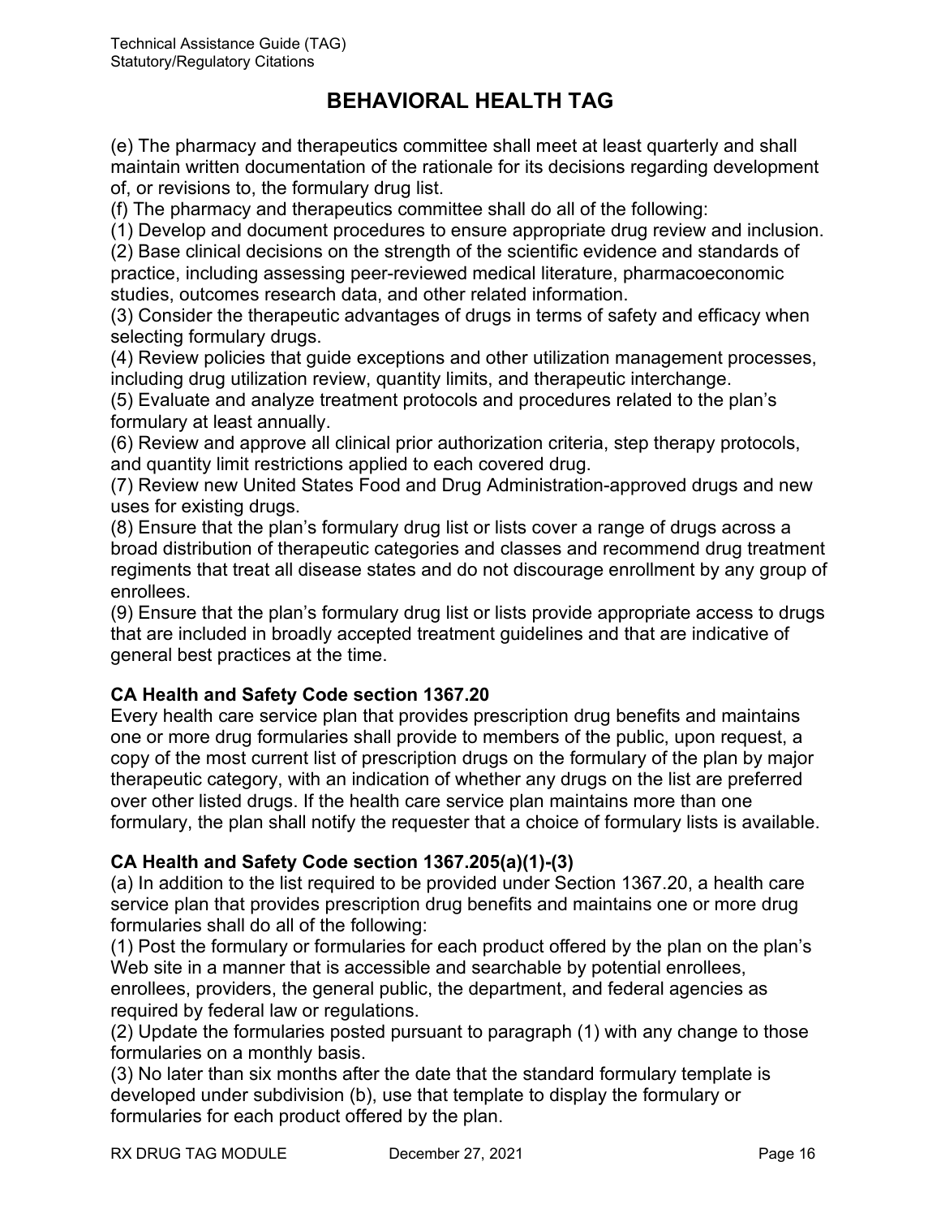(e) The pharmacy and therapeutics committee shall meet at least quarterly and shall maintain written documentation of the rationale for its decisions regarding development of, or revisions to, the formulary drug list.

(f) The pharmacy and therapeutics committee shall do all of the following:

(1) Develop and document procedures to ensure appropriate drug review and inclusion.

(2) Base clinical decisions on the strength of the scientific evidence and standards of practice, including assessing peer-reviewed medical literature, pharmacoeconomic studies, outcomes research data, and other related information.

(3) Consider the therapeutic advantages of drugs in terms of safety and efficacy when selecting formulary drugs.

(4) Review policies that guide exceptions and other utilization management processes, including drug utilization review, quantity limits, and therapeutic interchange.

(5) Evaluate and analyze treatment protocols and procedures related to the plan's formulary at least annually.

(6) Review and approve all clinical prior authorization criteria, step therapy protocols, and quantity limit restrictions applied to each covered drug.

(7) Review new United States Food and Drug Administration-approved drugs and new uses for existing drugs.

(8) Ensure that the plan's formulary drug list or lists cover a range of drugs across a broad distribution of therapeutic categories and classes and recommend drug treatment regiments that treat all disease states and do not discourage enrollment by any group of enrollees.

(9) Ensure that the plan's formulary drug list or lists provide appropriate access to drugs that are included in broadly accepted treatment guidelines and that are indicative of general best practices at the time.

**CA Health and Safety Code section 1367.20**

Every health care service plan that provides prescription drug benefits and maintains one or more drug formularies shall provide to members of the public, upon request, a copy of the most current list of prescription drugs on the formulary of the plan by major therapeutic category, with an indication of whether any drugs on the list are preferred over other listed drugs. If the health care service plan maintains more than one formulary, the plan shall notify the requester that a choice of formulary lists is available.

**CA Health and Safety Code section 1367.205(a)(1)-(3)**

(a) In addition to the list required to be provided under Section 1367.20, a health care service plan that provides prescription drug benefits and maintains one or more drug formularies shall do all of the following:

(1) Post the formulary or formularies for each product offered by the plan on the plan's Web site in a manner that is accessible and searchable by potential enrollees, enrollees, providers, the general public, the department, and federal agencies as required by federal law or regulations.

(2) Update the formularies posted pursuant to paragraph (1) with any change to those formularies on a monthly basis.

(3) No later than six months after the date that the standard formulary template is developed under subdivision (b), use that template to display the formulary or formularies for each product offered by the plan.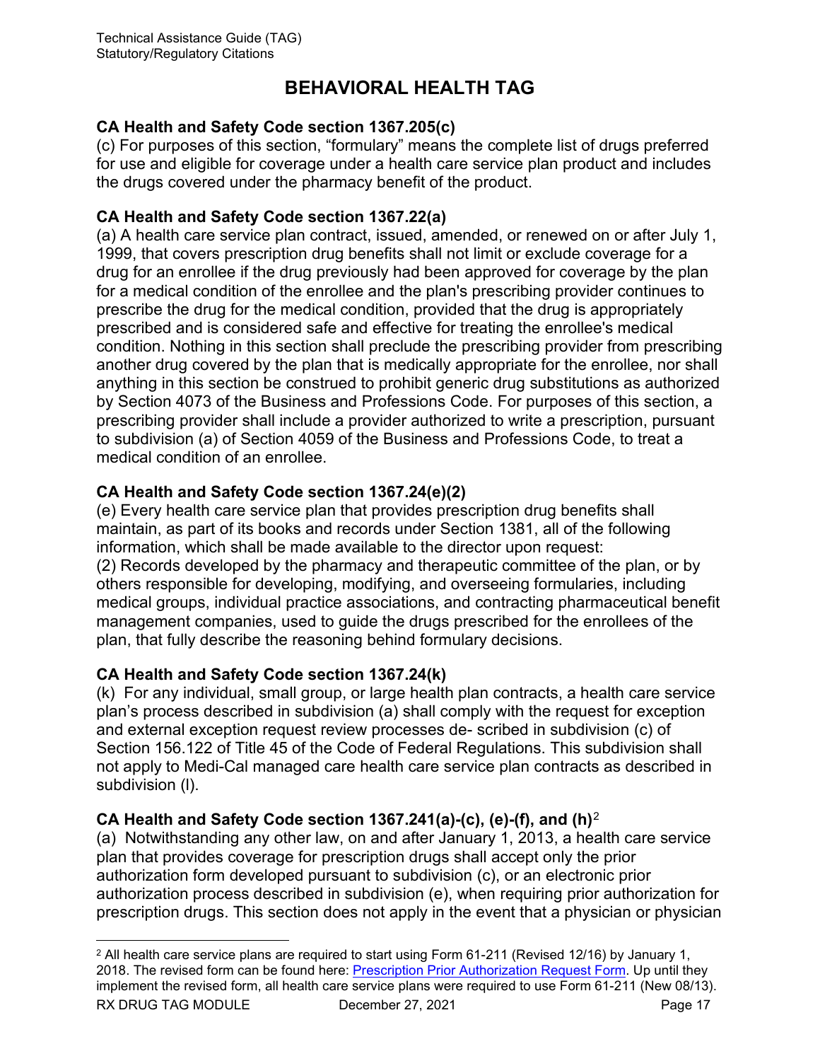# BEHAVIORAL HEALTH TAG

**CA Health and Safety Code section 1367.205(c)**

(c) For purposes of this section, "formulary" means the complete list of drugs preferred for use and eligible for coverage under a health care service plan product and includes the drugs covered under the pharmacy benefit of the product.

**CA Health and Safety Code section 1367.22(a)**

(a) A health care service plan contract, issued, amended, or renewed on or after July 1, 1999, that covers prescription drug benefits shall not limit or exclude coverage for a drug for an enrollee if the drug previously had been approved for coverage by the plan for a medical condition of the enrollee and the plan's prescribing provider continues to prescribe the drug for the medical condition, provided that the drug is appropriately prescribed and is considered safe and effective for treating the enrollee's medical condition. Nothing in this section shall preclude the prescribing provider from prescribing another drug covered by the plan that is medically appropriate for the enrollee, nor shall anything in this section be construed to prohibit generic drug substitutions as authorized by Section 4073 of the Business and Professions Code. For purposes of this section, a prescribing provider shall include a provider authorized to write a prescription, pursuant to subdivision (a) of Section 4059 of the Business and Professions Code, to treat a medical condition of an enrollee.

**CA Health and Safety Code section 1367.24(e)(2)**

(e) Every health care service plan that provides prescription drug benefits shall maintain, as part of its books and records under Section 1381, all of the following information, which shall be made available to the director upon request:
(2) Records developed by the pharmacy and therapeutic committee of the plan, or by others responsible for developing, modifying, and overseeing formularies, including medical groups, individual practice associations, and contracting pharmaceutical benefit management companies, used to guide the drugs prescribed for the enrollees of the plan, that fully describe the reasoning behind formulary decisions.

**CA Health and Safety Code section 1367.24(k)**

(k) For any individual, small group, or large health plan contracts, a health care service plan's process described in subdivision (a) shall comply with the request for exception and external exception request review processes de- scribed in subdivision (c) of Section 156.122 of Title 45 of the Code of Federal Regulations. This subdivision shall not apply to Medi-Cal managed care health care service plan contracts as described in subdivision (l).

**CA Health and Safety Code section 1367.241(a)-(c), (e)-(f), and (h)**[2]

(a) Notwithstanding any other law, on and after January 1, 2013, a health care service plan that provides coverage for prescription drugs shall accept only the prior authorization form developed pursuant to subdivision (c), or an electronic prior authorization process described in subdivision (e), when requiring prior authorization for prescription drugs. This section does not apply in the event that a physician or physician

[2] All health care service plans are required to start using Form 61-211 (Revised 12/16) by January 1, 2018. The revised form can be found here: [Prescription Prior Authorization Request Form](). Up until they implement the revised form, all health care service plans were required to use Form 61-211 (New 08/13).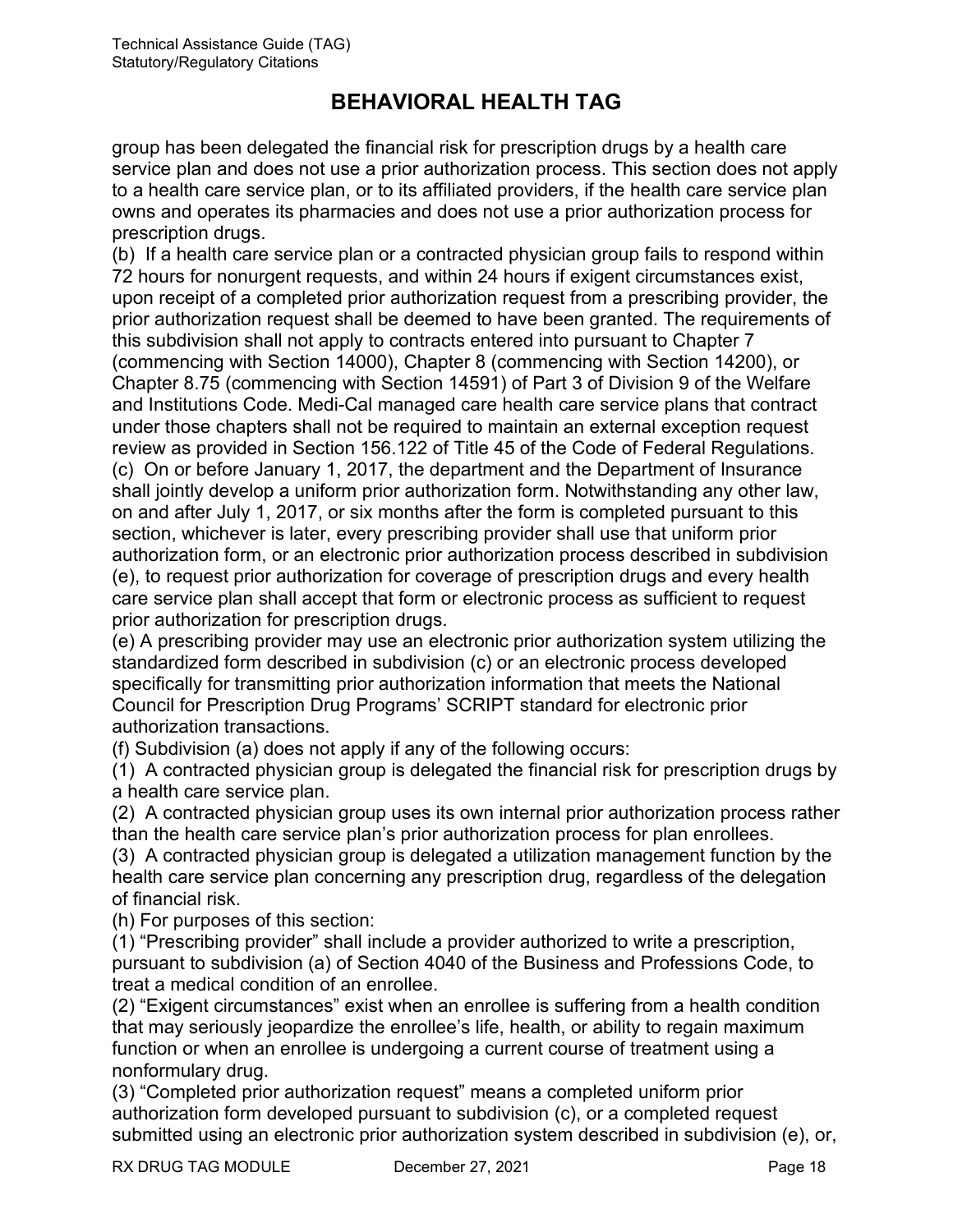# BEHAVIORAL HEALTH TAG

group has been delegated the financial risk for prescription drugs by a health care service plan and does not use a prior authorization process. This section does not apply to a health care service plan, or to its affiliated providers, if the health care service plan owns and operates its pharmacies and does not use a prior authorization process for prescription drugs.

(b) If a health care service plan or a contracted physician group fails to respond within 72 hours for nonurgent requests, and within 24 hours if exigent circumstances exist, upon receipt of a completed prior authorization request from a prescribing provider, the prior authorization request shall be deemed to have been granted. The requirements of this subdivision shall not apply to contracts entered into pursuant to Chapter 7 (commencing with Section 14000), Chapter 8 (commencing with Section 14200), or Chapter 8.75 (commencing with Section 14591) of Part 3 of Division 9 of the Welfare and Institutions Code. Medi-Cal managed care health care service plans that contract under those chapters shall not be required to maintain an external exception request review as provided in Section 156.122 of Title 45 of the Code of Federal Regulations.

(c) On or before January 1, 2017, the department and the Department of Insurance shall jointly develop a uniform prior authorization form. Notwithstanding any other law, on and after July 1, 2017, or six months after the form is completed pursuant to this section, whichever is later, every prescribing provider shall use that uniform prior authorization form, or an electronic prior authorization process described in subdivision (e), to request prior authorization for coverage of prescription drugs and every health care service plan shall accept that form or electronic process as sufficient to request prior authorization for prescription drugs.

(e) A prescribing provider may use an electronic prior authorization system utilizing the standardized form described in subdivision (c) or an electronic process developed specifically for transmitting prior authorization information that meets the National Council for Prescription Drug Programs' SCRIPT standard for electronic prior authorization transactions.

(f) Subdivision (a) does not apply if any of the following occurs:

(1) A contracted physician group is delegated the financial risk for prescription drugs by a health care service plan.

(2) A contracted physician group uses its own internal prior authorization process rather than the health care service plan's prior authorization process for plan enrollees.

(3) A contracted physician group is delegated a utilization management function by the health care service plan concerning any prescription drug, regardless of the delegation of financial risk.

(h) For purposes of this section:

(1) "Prescribing provider" shall include a provider authorized to write a prescription, pursuant to subdivision (a) of Section 4040 of the Business and Professions Code, to treat a medical condition of an enrollee.

(2) "Exigent circumstances" exist when an enrollee is suffering from a health condition that may seriously jeopardize the enrollee's life, health, or ability to regain maximum function or when an enrollee is undergoing a current course of treatment using a nonformulary drug.

(3) "Completed prior authorization request" means a completed uniform prior authorization form developed pursuant to subdivision (c), or a completed request submitted using an electronic prior authorization system described in subdivision (e), or,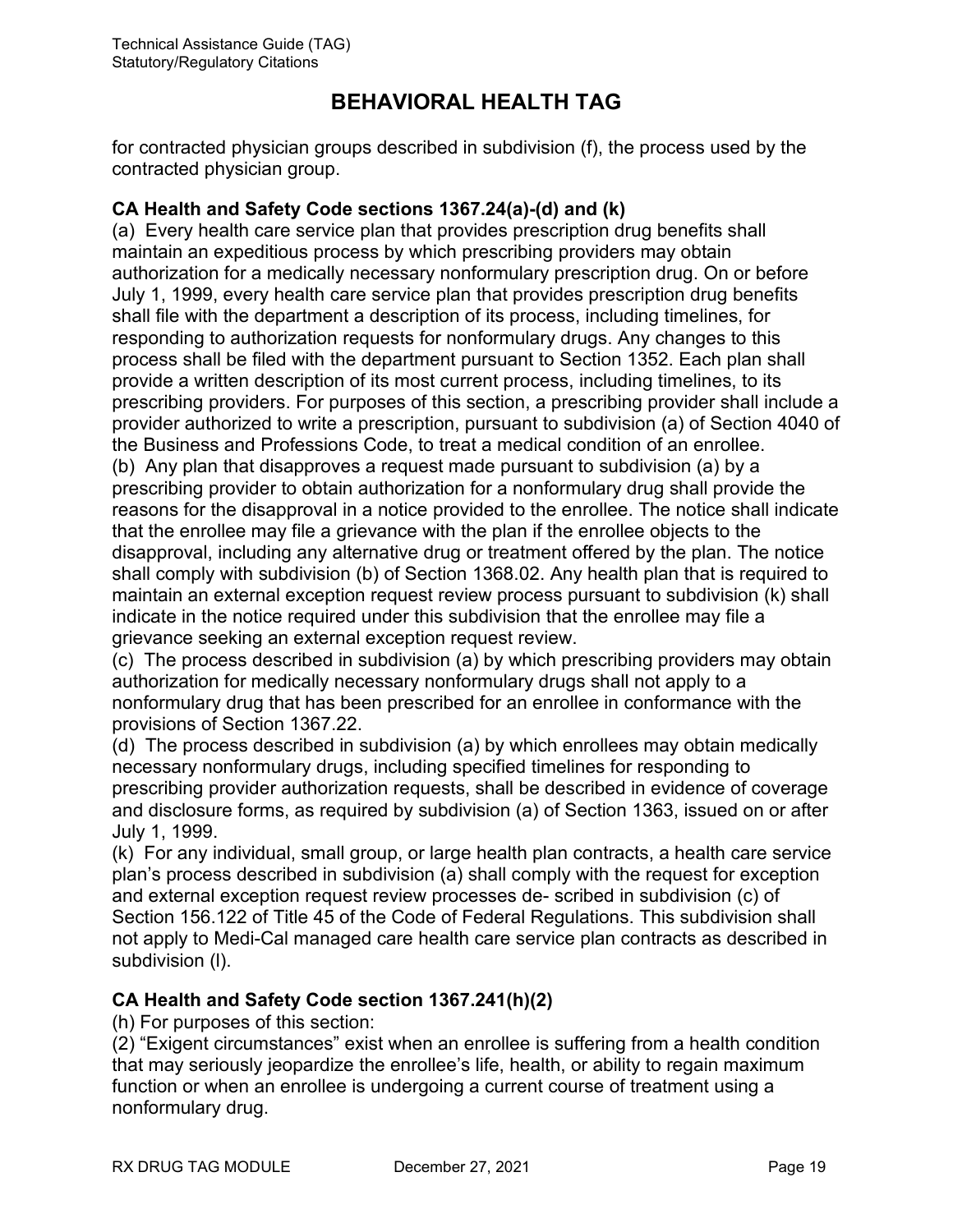for contracted physician groups described in subdivision (f), the process used by the contracted physician group.

**CA Health and Safety Code sections 1367.24(a)-(d) and (k)**

(a) Every health care service plan that provides prescription drug benefits shall maintain an expeditious process by which prescribing providers may obtain authorization for a medically necessary nonformulary prescription drug. On or before July 1, 1999, every health care service plan that provides prescription drug benefits shall file with the department a description of its process, including timelines, for responding to authorization requests for nonformulary drugs. Any changes to this process shall be filed with the department pursuant to Section 1352. Each plan shall provide a written description of its most current process, including timelines, to its prescribing providers. For purposes of this section, a prescribing provider shall include a provider authorized to write a prescription, pursuant to subdivision (a) of Section 4040 of the Business and Professions Code, to treat a medical condition of an enrollee.

(b) Any plan that disapproves a request made pursuant to subdivision (a) by a prescribing provider to obtain authorization for a nonformulary drug shall provide the reasons for the disapproval in a notice provided to the enrollee. The notice shall indicate that the enrollee may file a grievance with the plan if the enrollee objects to the disapproval, including any alternative drug or treatment offered by the plan. The notice shall comply with subdivision (b) of Section 1368.02. Any health plan that is required to maintain an external exception request review process pursuant to subdivision (k) shall indicate in the notice required under this subdivision that the enrollee may file a grievance seeking an external exception request review.

(c) The process described in subdivision (a) by which prescribing providers may obtain authorization for medically necessary nonformulary drugs shall not apply to a nonformulary drug that has been prescribed for an enrollee in conformance with the provisions of Section 1367.22.

(d) The process described in subdivision (a) by which enrollees may obtain medically necessary nonformulary drugs, including specified timelines for responding to prescribing provider authorization requests, shall be described in evidence of coverage and disclosure forms, as required by subdivision (a) of Section 1363, issued on or after July 1, 1999.

(k) For any individual, small group, or large health plan contracts, a health care service plan's process described in subdivision (a) shall comply with the request for exception and external exception request review processes de- scribed in subdivision (c) of Section 156.122 of Title 45 of the Code of Federal Regulations. This subdivision shall not apply to Medi-Cal managed care health care service plan contracts as described in subdivision (l).

**CA Health and Safety Code section 1367.241(h)(2)**

(h) For purposes of this section:

(2) "Exigent circumstances" exist when an enrollee is suffering from a health condition that may seriously jeopardize the enrollee's life, health, or ability to regain maximum function or when an enrollee is undergoing a current course of treatment using a nonformulary drug.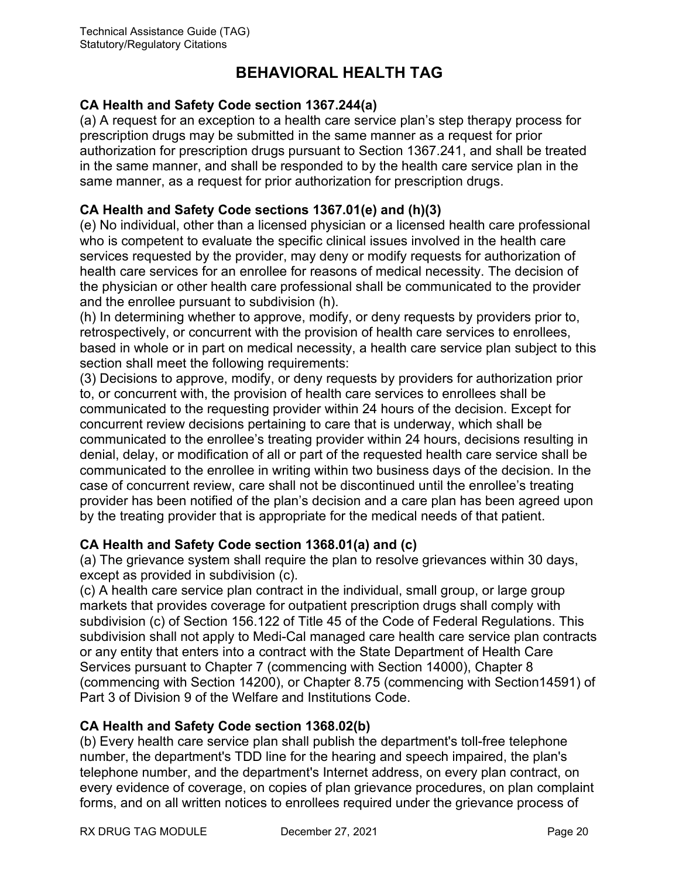# BEHAVIORAL HEALTH TAG

**CA Health and Safety Code section 1367.244(a)**

(a) A request for an exception to a health care service plan's step therapy process for prescription drugs may be submitted in the same manner as a request for prior authorization for prescription drugs pursuant to Section 1367.241, and shall be treated in the same manner, and shall be responded to by the health care service plan in the same manner, as a request for prior authorization for prescription drugs.

**CA Health and Safety Code sections 1367.01(e) and (h)(3)**

(e) No individual, other than a licensed physician or a licensed health care professional who is competent to evaluate the specific clinical issues involved in the health care services requested by the provider, may deny or modify requests for authorization of health care services for an enrollee for reasons of medical necessity. The decision of the physician or other health care professional shall be communicated to the provider and the enrollee pursuant to subdivision (h).

(h) In determining whether to approve, modify, or deny requests by providers prior to, retrospectively, or concurrent with the provision of health care services to enrollees, based in whole or in part on medical necessity, a health care service plan subject to this section shall meet the following requirements:

(3) Decisions to approve, modify, or deny requests by providers for authorization prior to, or concurrent with, the provision of health care services to enrollees shall be communicated to the requesting provider within 24 hours of the decision. Except for concurrent review decisions pertaining to care that is underway, which shall be communicated to the enrollee's treating provider within 24 hours, decisions resulting in denial, delay, or modification of all or part of the requested health care service shall be communicated to the enrollee in writing within two business days of the decision. In the case of concurrent review, care shall not be discontinued until the enrollee's treating provider has been notified of the plan's decision and a care plan has been agreed upon by the treating provider that is appropriate for the medical needs of that patient.

**CA Health and Safety Code section 1368.01(a) and (c)**

(a) The grievance system shall require the plan to resolve grievances within 30 days, except as provided in subdivision (c).

(c) A health care service plan contract in the individual, small group, or large group markets that provides coverage for outpatient prescription drugs shall comply with subdivision (c) of Section 156.122 of Title 45 of the Code of Federal Regulations. This subdivision shall not apply to Medi-Cal managed care health care service plan contracts or any entity that enters into a contract with the State Department of Health Care Services pursuant to Chapter 7 (commencing with Section 14000), Chapter 8 (commencing with Section 14200), or Chapter 8.75 (commencing with Section14591) of Part 3 of Division 9 of the Welfare and Institutions Code.

**CA Health and Safety Code section 1368.02(b)**

(b) Every health care service plan shall publish the department's toll-free telephone number, the department's TDD line for the hearing and speech impaired, the plan's telephone number, and the department's Internet address, on every plan contract, on every evidence of coverage, on copies of plan grievance procedures, on plan complaint forms, and on all written notices to enrollees required under the grievance process of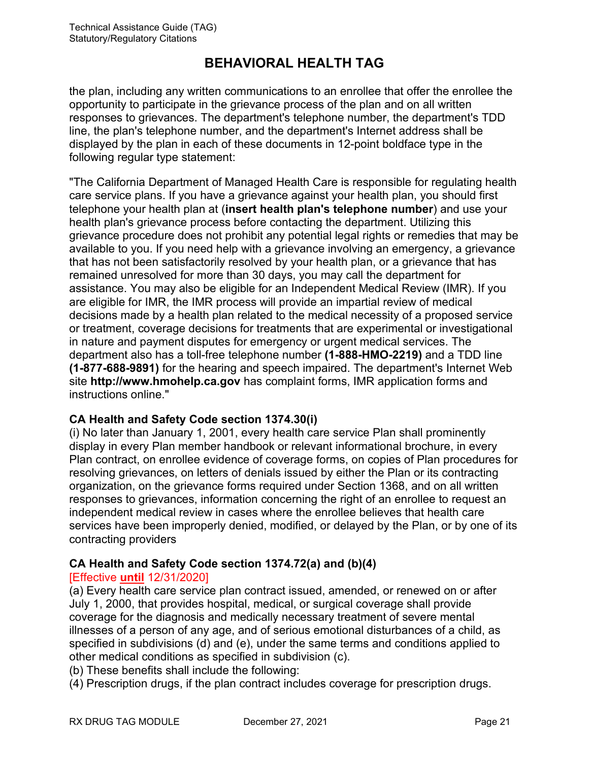the plan, including any written communications to an enrollee that offer the enrollee the opportunity to participate in the grievance process of the plan and on all written responses to grievances. The department's telephone number, the department's TDD line, the plan's telephone number, and the department's Internet address shall be displayed by the plan in each of these documents in 12-point boldface type in the following regular type statement:

"The California Department of Managed Health Care is responsible for regulating health care service plans. If you have a grievance against your health plan, you should first telephone your health plan at (**insert health plan's telephone number**) and use your health plan's grievance process before contacting the department. Utilizing this grievance procedure does not prohibit any potential legal rights or remedies that may be available to you. If you need help with a grievance involving an emergency, a grievance that has not been satisfactorily resolved by your health plan, or a grievance that has remained unresolved for more than 30 days, you may call the department for assistance. You may also be eligible for an Independent Medical Review (IMR). If you are eligible for IMR, the IMR process will provide an impartial review of medical decisions made by a health plan related to the medical necessity of a proposed service or treatment, coverage decisions for treatments that are experimental or investigational in nature and payment disputes for emergency or urgent medical services. The department also has a toll-free telephone number **(1-888-HMO-2219)** and a TDD line **(1-877-688-9891)** for the hearing and speech impaired. The department's Internet Web site **http://www.hmohelp.ca.gov** has complaint forms, IMR application forms and instructions online."

**CA Health and Safety Code section 1374.30(i)**

(i) No later than January 1, 2001, every health care service Plan shall prominently display in every Plan member handbook or relevant informational brochure, in every Plan contract, on enrollee evidence of coverage forms, on copies of Plan procedures for resolving grievances, on letters of denials issued by either the Plan or its contracting organization, on the grievance forms required under Section 1368, and on all written responses to grievances, information concerning the right of an enrollee to request an independent medical review in cases where the enrollee believes that health care services have been improperly denied, modified, or delayed by the Plan, or by one of its contracting providers

**CA Health and Safety Code section 1374.72(a) and (b)(4)**

[Effective **until** 12/31/2020]

(a) Every health care service plan contract issued, amended, or renewed on or after July 1, 2000, that provides hospital, medical, or surgical coverage shall provide coverage for the diagnosis and medically necessary treatment of severe mental illnesses of a person of any age, and of serious emotional disturbances of a child, as specified in subdivisions (d) and (e), under the same terms and conditions applied to other medical conditions as specified in subdivision (c).

(b) These benefits shall include the following:

(4) Prescription drugs, if the plan contract includes coverage for prescription drugs.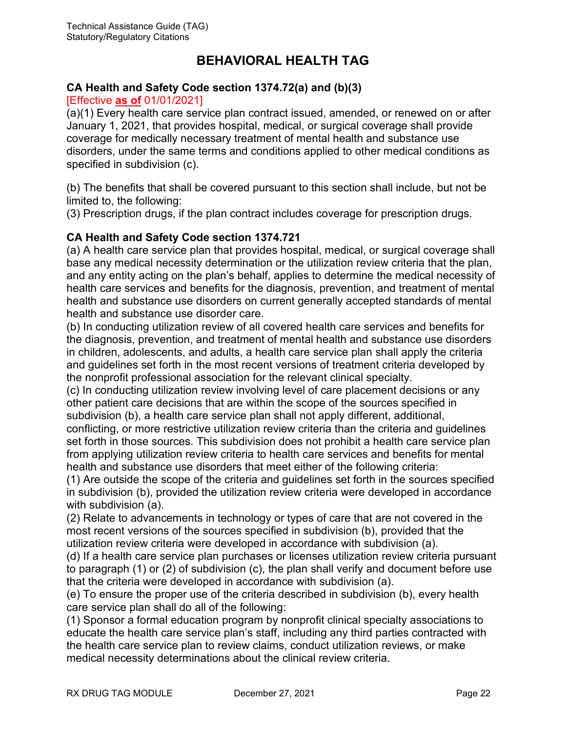# BEHAVIORAL HEALTH TAG

**CA Health and Safety Code section 1374.72(a) and (b)(3)**
[Effective **as of** 01/01/2021]

(a)(1) Every health care service plan contract issued, amended, or renewed on or after January 1, 2021, that provides hospital, medical, or surgical coverage shall provide coverage for medically necessary treatment of mental health and substance use disorders, under the same terms and conditions applied to other medical conditions as specified in subdivision (c).

(b) The benefits that shall be covered pursuant to this section shall include, but not be limited to, the following:
(3) Prescription drugs, if the plan contract includes coverage for prescription drugs.

**CA Health and Safety Code section 1374.721**

(a) A health care service plan that provides hospital, medical, or surgical coverage shall base any medical necessity determination or the utilization review criteria that the plan, and any entity acting on the plan's behalf, applies to determine the medical necessity of health care services and benefits for the diagnosis, prevention, and treatment of mental health and substance use disorders on current generally accepted standards of mental health and substance use disorder care.
(b) In conducting utilization review of all covered health care services and benefits for the diagnosis, prevention, and treatment of mental health and substance use disorders in children, adolescents, and adults, a health care service plan shall apply the criteria and guidelines set forth in the most recent versions of treatment criteria developed by the nonprofit professional association for the relevant clinical specialty.
(c) In conducting utilization review involving level of care placement decisions or any other patient care decisions that are within the scope of the sources specified in subdivision (b), a health care service plan shall not apply different, additional, conflicting, or more restrictive utilization review criteria than the criteria and guidelines set forth in those sources. This subdivision does not prohibit a health care service plan from applying utilization review criteria to health care services and benefits for mental health and substance use disorders that meet either of the following criteria:
(1) Are outside the scope of the criteria and guidelines set forth in the sources specified in subdivision (b), provided the utilization review criteria were developed in accordance with subdivision (a).
(2) Relate to advancements in technology or types of care that are not covered in the most recent versions of the sources specified in subdivision (b), provided that the utilization review criteria were developed in accordance with subdivision (a).
(d) If a health care service plan purchases or licenses utilization review criteria pursuant to paragraph (1) or (2) of subdivision (c), the plan shall verify and document before use that the criteria were developed in accordance with subdivision (a).
(e) To ensure the proper use of the criteria described in subdivision (b), every health care service plan shall do all of the following:
(1) Sponsor a formal education program by nonprofit clinical specialty associations to educate the health care service plan's staff, including any third parties contracted with the health care service plan to review claims, conduct utilization reviews, or make medical necessity determinations about the clinical review criteria.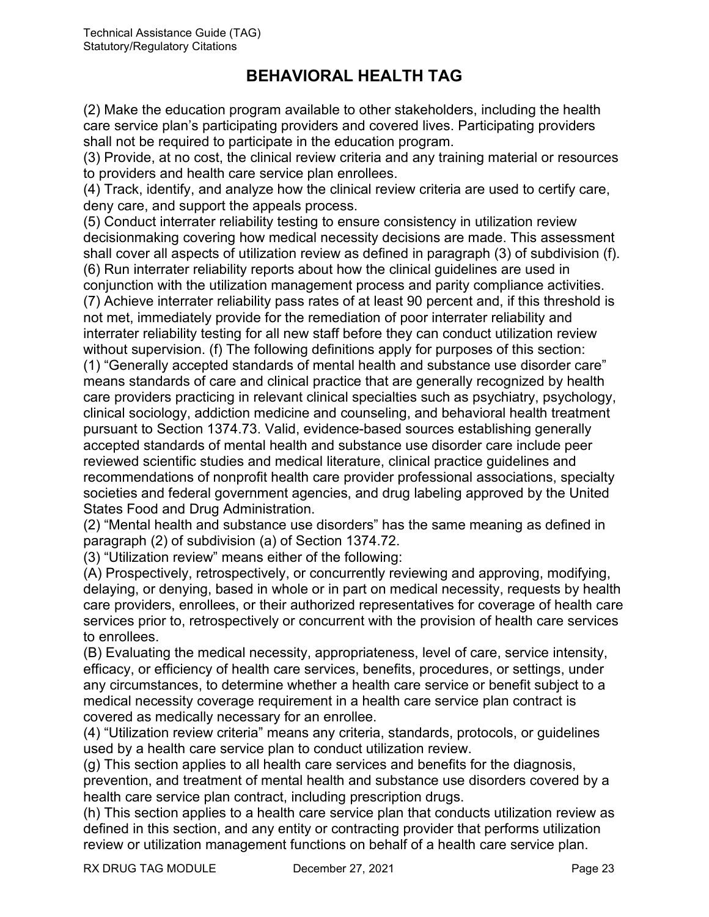## BEHAVIORAL HEALTH TAG

(2) Make the education program available to other stakeholders, including the health care service plan's participating providers and covered lives. Participating providers shall not be required to participate in the education program.
(3) Provide, at no cost, the clinical review criteria and any training material or resources to providers and health care service plan enrollees.
(4) Track, identify, and analyze how the clinical review criteria are used to certify care, deny care, and support the appeals process.
(5) Conduct interrater reliability testing to ensure consistency in utilization review decisionmaking covering how medical necessity decisions are made. This assessment shall cover all aspects of utilization review as defined in paragraph (3) of subdivision (f).
(6) Run interrater reliability reports about how the clinical guidelines are used in conjunction with the utilization management process and parity compliance activities.
(7) Achieve interrater reliability pass rates of at least 90 percent and, if this threshold is not met, immediately provide for the remediation of poor interrater reliability and interrater reliability testing for all new staff before they can conduct utilization review without supervision. (f) The following definitions apply for purposes of this section:
(1) "Generally accepted standards of mental health and substance use disorder care" means standards of care and clinical practice that are generally recognized by health care providers practicing in relevant clinical specialties such as psychiatry, psychology, clinical sociology, addiction medicine and counseling, and behavioral health treatment pursuant to Section 1374.73. Valid, evidence-based sources establishing generally accepted standards of mental health and substance use disorder care include peer reviewed scientific studies and medical literature, clinical practice guidelines and recommendations of nonprofit health care provider professional associations, specialty societies and federal government agencies, and drug labeling approved by the United States Food and Drug Administration.
(2) "Mental health and substance use disorders" has the same meaning as defined in paragraph (2) of subdivision (a) of Section 1374.72.
(3) "Utilization review" means either of the following:
(A) Prospectively, retrospectively, or concurrently reviewing and approving, modifying, delaying, or denying, based in whole or in part on medical necessity, requests by health care providers, enrollees, or their authorized representatives for coverage of health care services prior to, retrospectively or concurrent with the provision of health care services to enrollees.
(B) Evaluating the medical necessity, appropriateness, level of care, service intensity, efficacy, or efficiency of health care services, benefits, procedures, or settings, under any circumstances, to determine whether a health care service or benefit subject to a medical necessity coverage requirement in a health care service plan contract is covered as medically necessary for an enrollee.
(4) "Utilization review criteria" means any criteria, standards, protocols, or guidelines used by a health care service plan to conduct utilization review.
(g) This section applies to all health care services and benefits for the diagnosis, prevention, and treatment of mental health and substance use disorders covered by a health care service plan contract, including prescription drugs.
(h) This section applies to a health care service plan that conducts utilization review as defined in this section, and any entity or contracting provider that performs utilization review or utilization management functions on behalf of a health care service plan.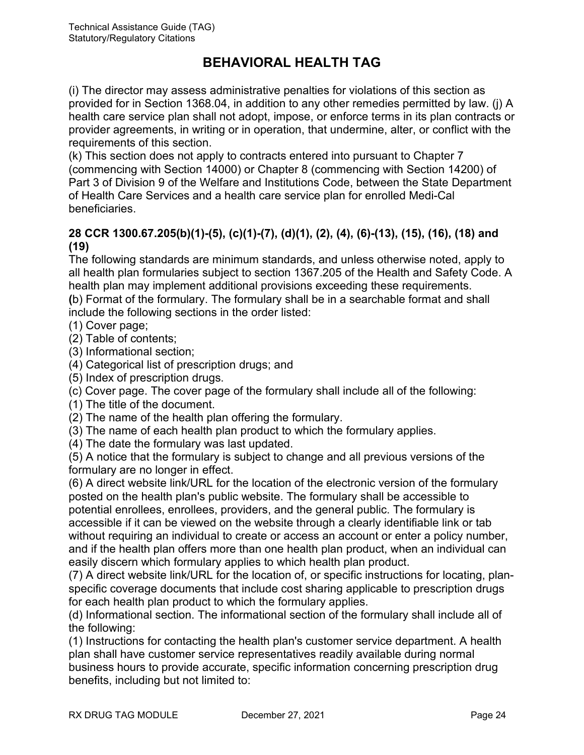# BEHAVIORAL HEALTH TAG

(i) The director may assess administrative penalties for violations of this section as provided for in Section 1368.04, in addition to any other remedies permitted by law. (j) A health care service plan shall not adopt, impose, or enforce terms in its plan contracts or provider agreements, in writing or in operation, that undermine, alter, or conflict with the requirements of this section.
(k) This section does not apply to contracts entered into pursuant to Chapter 7 (commencing with Section 14000) or Chapter 8 (commencing with Section 14200) of Part 3 of Division 9 of the Welfare and Institutions Code, between the State Department of Health Care Services and a health care service plan for enrolled Medi-Cal beneficiaries.

**28 CCR 1300.67.205(b)(1)-(5), (c)(1)-(7), (d)(1), (2), (4), (6)-(13), (15), (16), (18) and (19)**

The following standards are minimum standards, and unless otherwise noted, apply to all health plan formularies subject to section 1367.205 of the Health and Safety Code. A health plan may implement additional provisions exceeding these requirements.
**(**b) Format of the formulary. The formulary shall be in a searchable format and shall include the following sections in the order listed:
(1) Cover page;
(2) Table of contents;
(3) Informational section;
(4) Categorical list of prescription drugs; and
(5) Index of prescription drugs.
(c) Cover page. The cover page of the formulary shall include all of the following:
(1) The title of the document.
(2) The name of the health plan offering the formulary.
(3) The name of each health plan product to which the formulary applies.
(4) The date the formulary was last updated.
(5) A notice that the formulary is subject to change and all previous versions of the formulary are no longer in effect.
(6) A direct website link/URL for the location of the electronic version of the formulary posted on the health plan's public website. The formulary shall be accessible to potential enrollees, enrollees, providers, and the general public. The formulary is accessible if it can be viewed on the website through a clearly identifiable link or tab without requiring an individual to create or access an account or enter a policy number, and if the health plan offers more than one health plan product, when an individual can easily discern which formulary applies to which health plan product.
(7) A direct website link/URL for the location of, or specific instructions for locating, plan-specific coverage documents that include cost sharing applicable to prescription drugs for each health plan product to which the formulary applies.
(d) Informational section. The informational section of the formulary shall include all of the following:
(1) Instructions for contacting the health plan's customer service department. A health plan shall have customer service representatives readily available during normal business hours to provide accurate, specific information concerning prescription drug benefits, including but not limited to: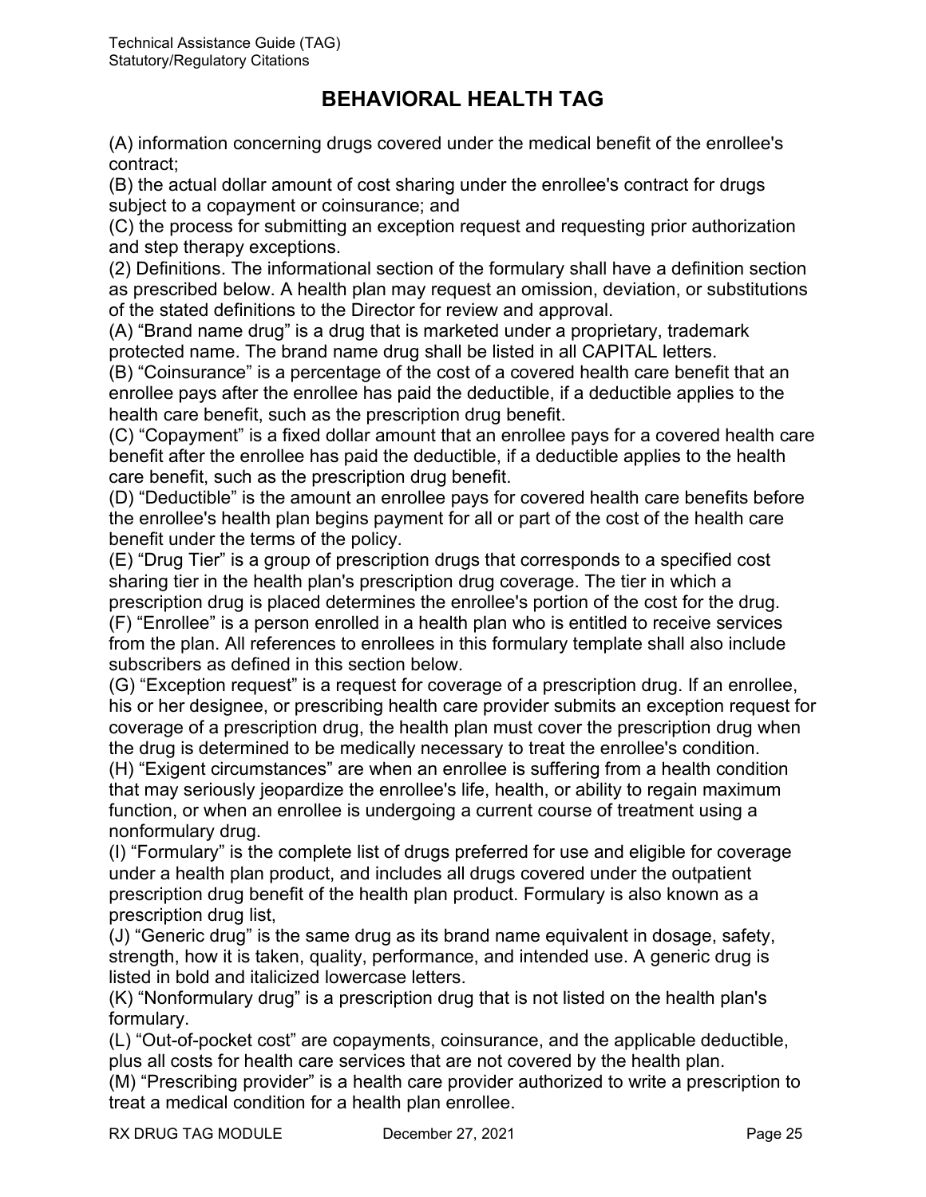# BEHAVIORAL HEALTH TAG

(A) information concerning drugs covered under the medical benefit of the enrollee's contract;

(B) the actual dollar amount of cost sharing under the enrollee's contract for drugs subject to a copayment or coinsurance; and

(C) the process for submitting an exception request and requesting prior authorization and step therapy exceptions.

(2) Definitions. The informational section of the formulary shall have a definition section as prescribed below. A health plan may request an omission, deviation, or substitutions of the stated definitions to the Director for review and approval.

(A) “Brand name drug” is a drug that is marketed under a proprietary, trademark protected name. The brand name drug shall be listed in all CAPITAL letters.

(B) “Coinsurance” is a percentage of the cost of a covered health care benefit that an enrollee pays after the enrollee has paid the deductible, if a deductible applies to the health care benefit, such as the prescription drug benefit.

(C) “Copayment” is a fixed dollar amount that an enrollee pays for a covered health care benefit after the enrollee has paid the deductible, if a deductible applies to the health care benefit, such as the prescription drug benefit.

(D) “Deductible” is the amount an enrollee pays for covered health care benefits before the enrollee's health plan begins payment for all or part of the cost of the health care benefit under the terms of the policy.

(E) “Drug Tier” is a group of prescription drugs that corresponds to a specified cost sharing tier in the health plan's prescription drug coverage. The tier in which a prescription drug is placed determines the enrollee's portion of the cost for the drug.

(F) “Enrollee” is a person enrolled in a health plan who is entitled to receive services from the plan. All references to enrollees in this formulary template shall also include subscribers as defined in this section below.

(G) “Exception request” is a request for coverage of a prescription drug. If an enrollee, his or her designee, or prescribing health care provider submits an exception request for coverage of a prescription drug, the health plan must cover the prescription drug when the drug is determined to be medically necessary to treat the enrollee's condition.

(H) “Exigent circumstances” are when an enrollee is suffering from a health condition that may seriously jeopardize the enrollee's life, health, or ability to regain maximum function, or when an enrollee is undergoing a current course of treatment using a nonformulary drug.

(I) “Formulary” is the complete list of drugs preferred for use and eligible for coverage under a health plan product, and includes all drugs covered under the outpatient prescription drug benefit of the health plan product. Formulary is also known as a prescription drug list,

(J) “Generic drug” is the same drug as its brand name equivalent in dosage, safety, strength, how it is taken, quality, performance, and intended use. A generic drug is listed in bold and italicized lowercase letters.

(K) “Nonformulary drug” is a prescription drug that is not listed on the health plan's formulary.

(L) “Out-of-pocket cost” are copayments, coinsurance, and the applicable deductible, plus all costs for health care services that are not covered by the health plan.

(M) “Prescribing provider” is a health care provider authorized to write a prescription to treat a medical condition for a health plan enrollee.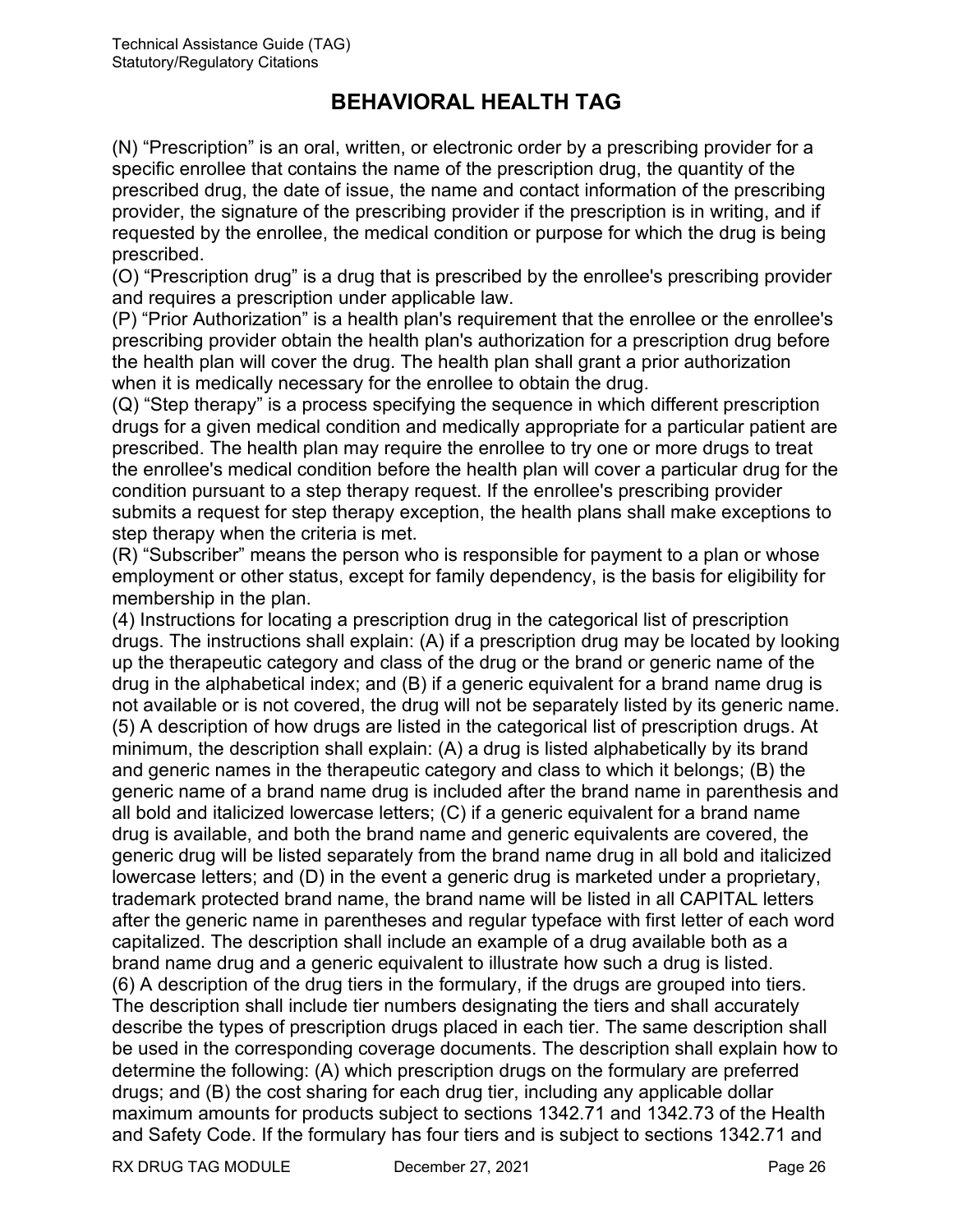# BEHAVIORAL HEALTH TAG

(N) "Prescription" is an oral, written, or electronic order by a prescribing provider for a specific enrollee that contains the name of the prescription drug, the quantity of the prescribed drug, the date of issue, the name and contact information of the prescribing provider, the signature of the prescribing provider if the prescription is in writing, and if requested by the enrollee, the medical condition or purpose for which the drug is being prescribed.

(O) "Prescription drug" is a drug that is prescribed by the enrollee's prescribing provider and requires a prescription under applicable law.

(P) "Prior Authorization" is a health plan's requirement that the enrollee or the enrollee's prescribing provider obtain the health plan's authorization for a prescription drug before the health plan will cover the drug. The health plan shall grant a prior authorization when it is medically necessary for the enrollee to obtain the drug.

(Q) "Step therapy" is a process specifying the sequence in which different prescription drugs for a given medical condition and medically appropriate for a particular patient are prescribed. The health plan may require the enrollee to try one or more drugs to treat the enrollee's medical condition before the health plan will cover a particular drug for the condition pursuant to a step therapy request. If the enrollee's prescribing provider submits a request for step therapy exception, the health plans shall make exceptions to step therapy when the criteria is met.

(R) "Subscriber" means the person who is responsible for payment to a plan or whose employment or other status, except for family dependency, is the basis for eligibility for membership in the plan.

(4) Instructions for locating a prescription drug in the categorical list of prescription drugs. The instructions shall explain: (A) if a prescription drug may be located by looking up the therapeutic category and class of the drug or the brand or generic name of the drug in the alphabetical index; and (B) if a generic equivalent for a brand name drug is not available or is not covered, the drug will not be separately listed by its generic name.

(5) A description of how drugs are listed in the categorical list of prescription drugs. At minimum, the description shall explain: (A) a drug is listed alphabetically by its brand and generic names in the therapeutic category and class to which it belongs; (B) the generic name of a brand name drug is included after the brand name in parenthesis and all bold and italicized lowercase letters; (C) if a generic equivalent for a brand name drug is available, and both the brand name and generic equivalents are covered, the generic drug will be listed separately from the brand name drug in all bold and italicized lowercase letters; and (D) in the event a generic drug is marketed under a proprietary, trademark protected brand name, the brand name will be listed in all CAPITAL letters after the generic name in parentheses and regular typeface with first letter of each word capitalized. The description shall include an example of a drug available both as a brand name drug and a generic equivalent to illustrate how such a drug is listed.

(6) A description of the drug tiers in the formulary, if the drugs are grouped into tiers. The description shall include tier numbers designating the tiers and shall accurately describe the types of prescription drugs placed in each tier. The same description shall be used in the corresponding coverage documents. The description shall explain how to determine the following: (A) which prescription drugs on the formulary are preferred drugs; and (B) the cost sharing for each drug tier, including any applicable dollar maximum amounts for products subject to sections 1342.71 and 1342.73 of the Health and Safety Code. If the formulary has four tiers and is subject to sections 1342.71 and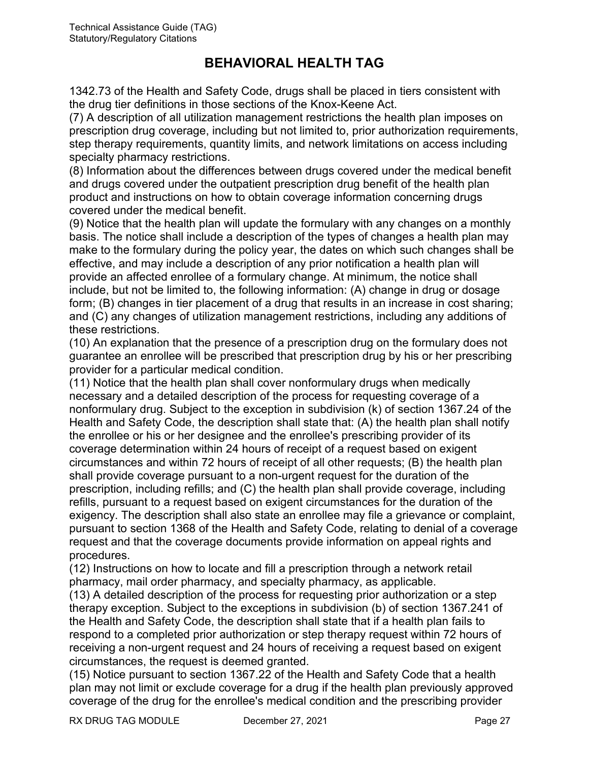# BEHAVIORAL HEALTH TAG

1342.73 of the Health and Safety Code, drugs shall be placed in tiers consistent with the drug tier definitions in those sections of the Knox-Keene Act.

(7) A description of all utilization management restrictions the health plan imposes on prescription drug coverage, including but not limited to, prior authorization requirements, step therapy requirements, quantity limits, and network limitations on access including specialty pharmacy restrictions.

(8) Information about the differences between drugs covered under the medical benefit and drugs covered under the outpatient prescription drug benefit of the health plan product and instructions on how to obtain coverage information concerning drugs covered under the medical benefit.

(9) Notice that the health plan will update the formulary with any changes on a monthly basis. The notice shall include a description of the types of changes a health plan may make to the formulary during the policy year, the dates on which such changes shall be effective, and may include a description of any prior notification a health plan will provide an affected enrollee of a formulary change. At minimum, the notice shall include, but not be limited to, the following information: (A) change in drug or dosage form; (B) changes in tier placement of a drug that results in an increase in cost sharing; and (C) any changes of utilization management restrictions, including any additions of these restrictions.

(10) An explanation that the presence of a prescription drug on the formulary does not guarantee an enrollee will be prescribed that prescription drug by his or her prescribing provider for a particular medical condition.

(11) Notice that the health plan shall cover nonformulary drugs when medically necessary and a detailed description of the process for requesting coverage of a nonformulary drug. Subject to the exception in subdivision (k) of section 1367.24 of the Health and Safety Code, the description shall state that: (A) the health plan shall notify the enrollee or his or her designee and the enrollee's prescribing provider of its coverage determination within 24 hours of receipt of a request based on exigent circumstances and within 72 hours of receipt of all other requests; (B) the health plan shall provide coverage pursuant to a non-urgent request for the duration of the prescription, including refills; and (C) the health plan shall provide coverage, including refills, pursuant to a request based on exigent circumstances for the duration of the exigency. The description shall also state an enrollee may file a grievance or complaint, pursuant to section 1368 of the Health and Safety Code, relating to denial of a coverage request and that the coverage documents provide information on appeal rights and procedures.

(12) Instructions on how to locate and fill a prescription through a network retail pharmacy, mail order pharmacy, and specialty pharmacy, as applicable.

(13) A detailed description of the process for requesting prior authorization or a step therapy exception. Subject to the exceptions in subdivision (b) of section 1367.241 of the Health and Safety Code, the description shall state that if a health plan fails to respond to a completed prior authorization or step therapy request within 72 hours of receiving a non-urgent request and 24 hours of receiving a request based on exigent circumstances, the request is deemed granted.

(15) Notice pursuant to section 1367.22 of the Health and Safety Code that a health plan may not limit or exclude coverage for a drug if the health plan previously approved coverage of the drug for the enrollee's medical condition and the prescribing provider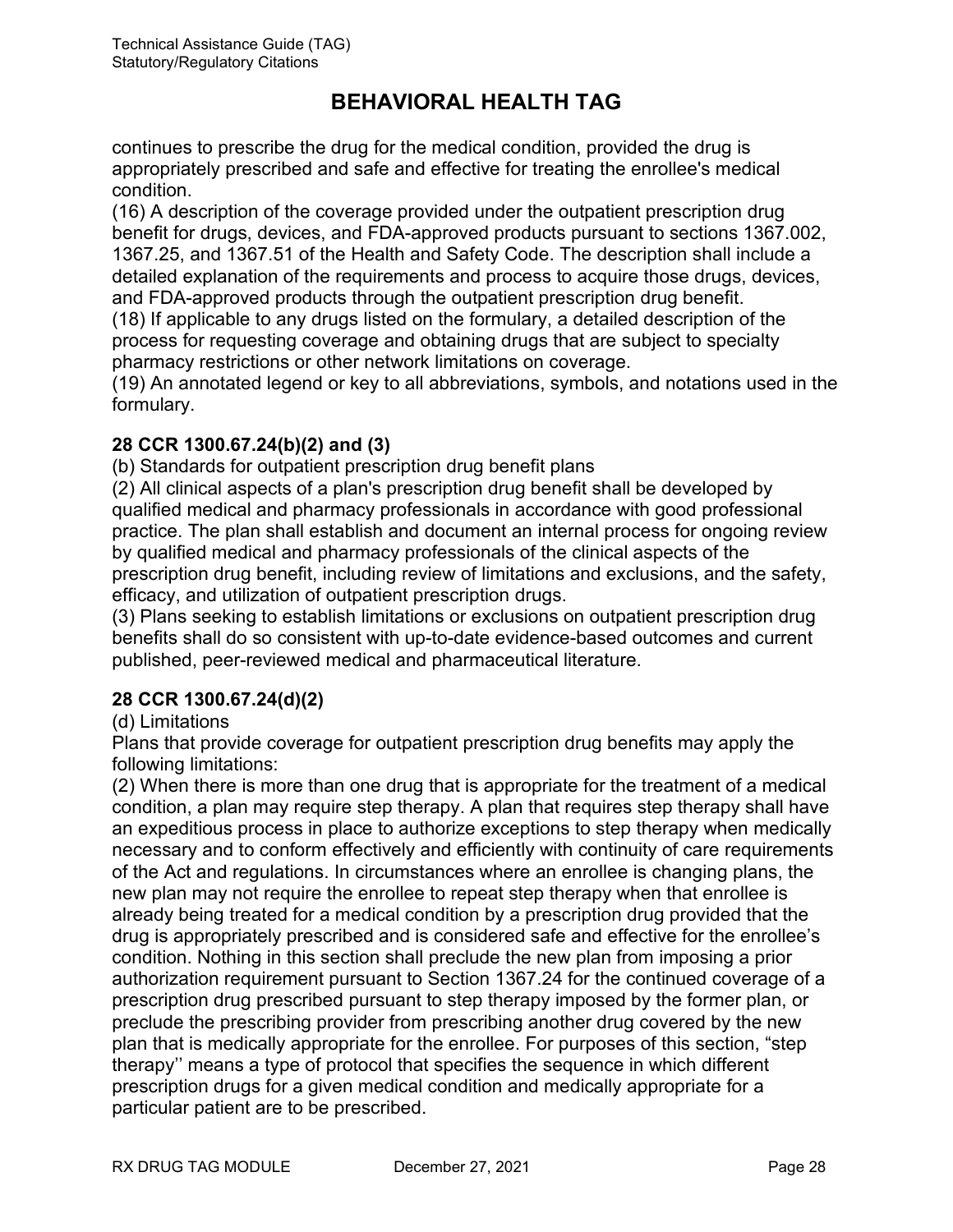continues to prescribe the drug for the medical condition, provided the drug is appropriately prescribed and safe and effective for treating the enrollee's medical condition.

(16) A description of the coverage provided under the outpatient prescription drug benefit for drugs, devices, and FDA-approved products pursuant to sections 1367.002, 1367.25, and 1367.51 of the Health and Safety Code. The description shall include a detailed explanation of the requirements and process to acquire those drugs, devices, and FDA-approved products through the outpatient prescription drug benefit.

(18) If applicable to any drugs listed on the formulary, a detailed description of the process for requesting coverage and obtaining drugs that are subject to specialty pharmacy restrictions or other network limitations on coverage.

(19) An annotated legend or key to all abbreviations, symbols, and notations used in the formulary.

**28 CCR 1300.67.24(b)(2) and (3)**

(b) Standards for outpatient prescription drug benefit plans

(2) All clinical aspects of a plan's prescription drug benefit shall be developed by qualified medical and pharmacy professionals in accordance with good professional practice. The plan shall establish and document an internal process for ongoing review by qualified medical and pharmacy professionals of the clinical aspects of the prescription drug benefit, including review of limitations and exclusions, and the safety, efficacy, and utilization of outpatient prescription drugs.

(3) Plans seeking to establish limitations or exclusions on outpatient prescription drug benefits shall do so consistent with up-to-date evidence-based outcomes and current published, peer-reviewed medical and pharmaceutical literature.

**28 CCR 1300.67.24(d)(2)**

(d) Limitations

Plans that provide coverage for outpatient prescription drug benefits may apply the following limitations:

(2) When there is more than one drug that is appropriate for the treatment of a medical condition, a plan may require step therapy. A plan that requires step therapy shall have an expeditious process in place to authorize exceptions to step therapy when medically necessary and to conform effectively and efficiently with continuity of care requirements of the Act and regulations. In circumstances where an enrollee is changing plans, the new plan may not require the enrollee to repeat step therapy when that enrollee is already being treated for a medical condition by a prescription drug provided that the drug is appropriately prescribed and is considered safe and effective for the enrollee's condition. Nothing in this section shall preclude the new plan from imposing a prior authorization requirement pursuant to Section 1367.24 for the continued coverage of a prescription drug prescribed pursuant to step therapy imposed by the former plan, or preclude the prescribing provider from prescribing another drug covered by the new plan that is medically appropriate for the enrollee. For purposes of this section, "step therapy'' means a type of protocol that specifies the sequence in which different prescription drugs for a given medical condition and medically appropriate for a particular patient are to be prescribed.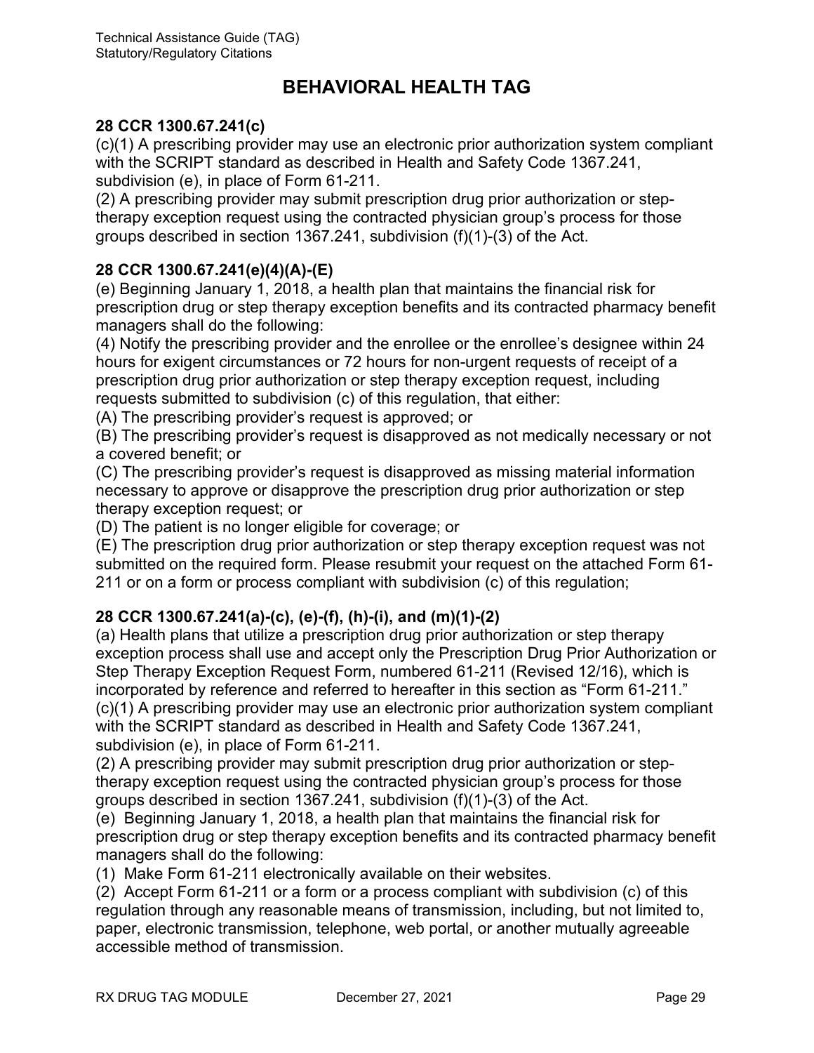# BEHAVIORAL HEALTH TAG

**28 CCR 1300.67.241(c)**

(c)(1) A prescribing provider may use an electronic prior authorization system compliant with the SCRIPT standard as described in Health and Safety Code 1367.241, subdivision (e), in place of Form 61-211.

(2) A prescribing provider may submit prescription drug prior authorization or step-therapy exception request using the contracted physician group's process for those groups described in section 1367.241, subdivision (f)(1)-(3) of the Act.

**28 CCR 1300.67.241(e)(4)(A)-(E)**

(e) Beginning January 1, 2018, a health plan that maintains the financial risk for prescription drug or step therapy exception benefits and its contracted pharmacy benefit managers shall do the following:

(4) Notify the prescribing provider and the enrollee or the enrollee's designee within 24 hours for exigent circumstances or 72 hours for non-urgent requests of receipt of a prescription drug prior authorization or step therapy exception request, including requests submitted to subdivision (c) of this regulation, that either:

(A) The prescribing provider's request is approved; or

(B) The prescribing provider's request is disapproved as not medically necessary or not a covered benefit; or

(C) The prescribing provider's request is disapproved as missing material information necessary to approve or disapprove the prescription drug prior authorization or step therapy exception request; or

(D) The patient is no longer eligible for coverage; or

(E) The prescription drug prior authorization or step therapy exception request was not submitted on the required form. Please resubmit your request on the attached Form 61-211 or on a form or process compliant with subdivision (c) of this regulation;

**28 CCR 1300.67.241(a)-(c), (e)-(f), (h)-(i), and (m)(1)-(2)**

(a) Health plans that utilize a prescription drug prior authorization or step therapy exception process shall use and accept only the Prescription Drug Prior Authorization or Step Therapy Exception Request Form, numbered 61-211 (Revised 12/16), which is incorporated by reference and referred to hereafter in this section as "Form 61-211."

(c)(1) A prescribing provider may use an electronic prior authorization system compliant with the SCRIPT standard as described in Health and Safety Code 1367.241, subdivision (e), in place of Form 61-211.

(2) A prescribing provider may submit prescription drug prior authorization or step-therapy exception request using the contracted physician group's process for those groups described in section 1367.241, subdivision (f)(1)-(3) of the Act.

(e) Beginning January 1, 2018, a health plan that maintains the financial risk for prescription drug or step therapy exception benefits and its contracted pharmacy benefit managers shall do the following:

(1) Make Form 61-211 electronically available on their websites.

(2) Accept Form 61-211 or a form or a process compliant with subdivision (c) of this regulation through any reasonable means of transmission, including, but not limited to, paper, electronic transmission, telephone, web portal, or another mutually agreeable accessible method of transmission.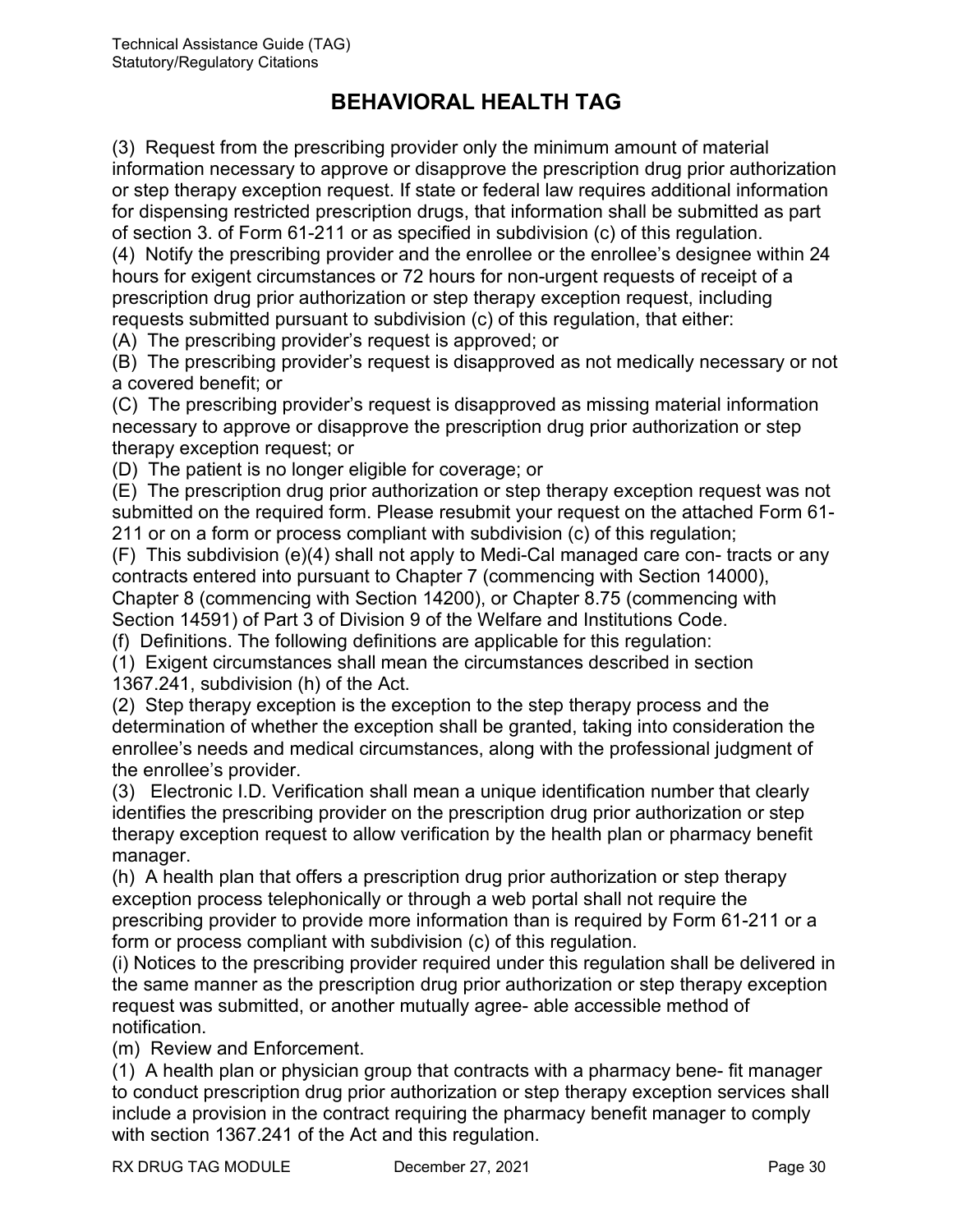# BEHAVIORAL HEALTH TAG

(3) Request from the prescribing provider only the minimum amount of material information necessary to approve or disapprove the prescription drug prior authorization or step therapy exception request. If state or federal law requires additional information for dispensing restricted prescription drugs, that information shall be submitted as part of section 3. of Form 61-211 or as specified in subdivision (c) of this regulation.

(4) Notify the prescribing provider and the enrollee or the enrollee's designee within 24 hours for exigent circumstances or 72 hours for non-urgent requests of receipt of a prescription drug prior authorization or step therapy exception request, including requests submitted pursuant to subdivision (c) of this regulation, that either:

(A) The prescribing provider's request is approved; or

(B) The prescribing provider's request is disapproved as not medically necessary or not a covered benefit; or

(C) The prescribing provider's request is disapproved as missing material information necessary to approve or disapprove the prescription drug prior authorization or step therapy exception request; or

(D) The patient is no longer eligible for coverage; or

(E) The prescription drug prior authorization or step therapy exception request was not submitted on the required form. Please resubmit your request on the attached Form 61-211 or on a form or process compliant with subdivision (c) of this regulation;

(F) This subdivision (e)(4) shall not apply to Medi-Cal managed care con- tracts or any contracts entered into pursuant to Chapter 7 (commencing with Section 14000), Chapter 8 (commencing with Section 14200), or Chapter 8.75 (commencing with Section 14591) of Part 3 of Division 9 of the Welfare and Institutions Code.

(f) Definitions. The following definitions are applicable for this regulation:

(1) Exigent circumstances shall mean the circumstances described in section 1367.241, subdivision (h) of the Act.

(2) Step therapy exception is the exception to the step therapy process and the determination of whether the exception shall be granted, taking into consideration the enrollee's needs and medical circumstances, along with the professional judgment of the enrollee's provider.

(3) Electronic I.D. Verification shall mean a unique identification number that clearly identifies the prescribing provider on the prescription drug prior authorization or step therapy exception request to allow verification by the health plan or pharmacy benefit manager.

(h) A health plan that offers a prescription drug prior authorization or step therapy exception process telephonically or through a web portal shall not require the prescribing provider to provide more information than is required by Form 61-211 or a form or process compliant with subdivision (c) of this regulation.

(i) Notices to the prescribing provider required under this regulation shall be delivered in the same manner as the prescription drug prior authorization or step therapy exception request was submitted, or another mutually agree- able accessible method of notification.

(m) Review and Enforcement.

(1) A health plan or physician group that contracts with a pharmacy bene- fit manager to conduct prescription drug prior authorization or step therapy exception services shall include a provision in the contract requiring the pharmacy benefit manager to comply with section 1367.241 of the Act and this regulation.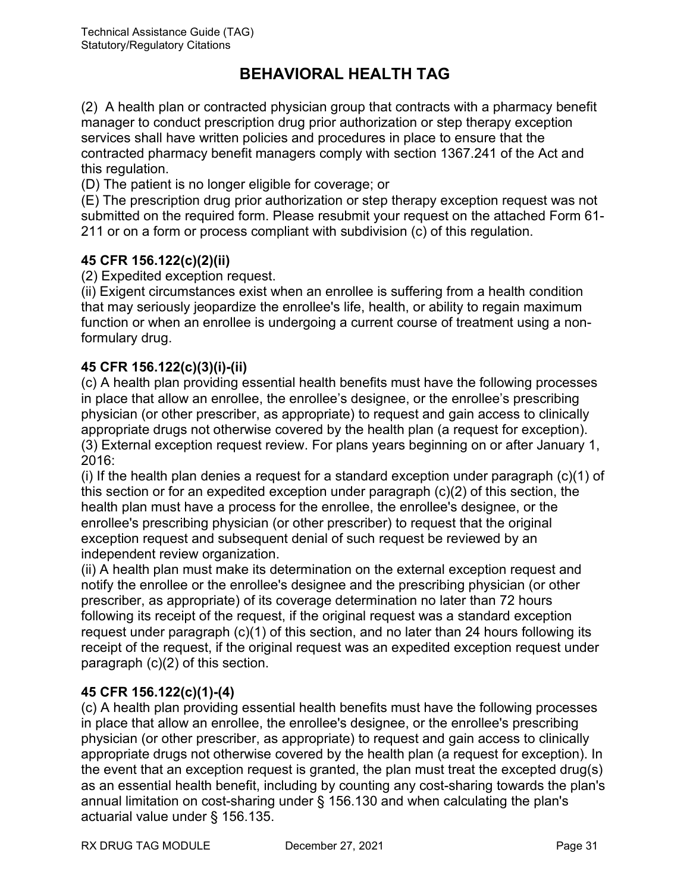# BEHAVIORAL HEALTH TAG

(2) A health plan or contracted physician group that contracts with a pharmacy benefit manager to conduct prescription drug prior authorization or step therapy exception services shall have written policies and procedures in place to ensure that the contracted pharmacy benefit managers comply with section 1367.241 of the Act and this regulation.

(D) The patient is no longer eligible for coverage; or

(E) The prescription drug prior authorization or step therapy exception request was not submitted on the required form. Please resubmit your request on the attached Form 61-211 or on a form or process compliant with subdivision (c) of this regulation.

**45 CFR 156.122(c)(2)(ii)**

(2) Expedited exception request.

(ii) Exigent circumstances exist when an enrollee is suffering from a health condition that may seriously jeopardize the enrollee's life, health, or ability to regain maximum function or when an enrollee is undergoing a current course of treatment using a non-formulary drug.

**45 CFR 156.122(c)(3)(i)-(ii)**

(c) A health plan providing essential health benefits must have the following processes in place that allow an enrollee, the enrollee's designee, or the enrollee's prescribing physician (or other prescriber, as appropriate) to request and gain access to clinically appropriate drugs not otherwise covered by the health plan (a request for exception).

(3) External exception request review. For plans years beginning on or after January 1, 2016:

(i) If the health plan denies a request for a standard exception under paragraph (c)(1) of this section or for an expedited exception under paragraph (c)(2) of this section, the health plan must have a process for the enrollee, the enrollee's designee, or the enrollee's prescribing physician (or other prescriber) to request that the original exception request and subsequent denial of such request be reviewed by an independent review organization.

(ii) A health plan must make its determination on the external exception request and notify the enrollee or the enrollee's designee and the prescribing physician (or other prescriber, as appropriate) of its coverage determination no later than 72 hours following its receipt of the request, if the original request was a standard exception request under paragraph (c)(1) of this section, and no later than 24 hours following its receipt of the request, if the original request was an expedited exception request under paragraph (c)(2) of this section.

**45 CFR 156.122(c)(1)-(4)**

(c) A health plan providing essential health benefits must have the following processes in place that allow an enrollee, the enrollee's designee, or the enrollee's prescribing physician (or other prescriber, as appropriate) to request and gain access to clinically appropriate drugs not otherwise covered by the health plan (a request for exception). In the event that an exception request is granted, the plan must treat the excepted drug(s) as an essential health benefit, including by counting any cost-sharing towards the plan's annual limitation on cost-sharing under § 156.130 and when calculating the plan's actuarial value under § 156.135.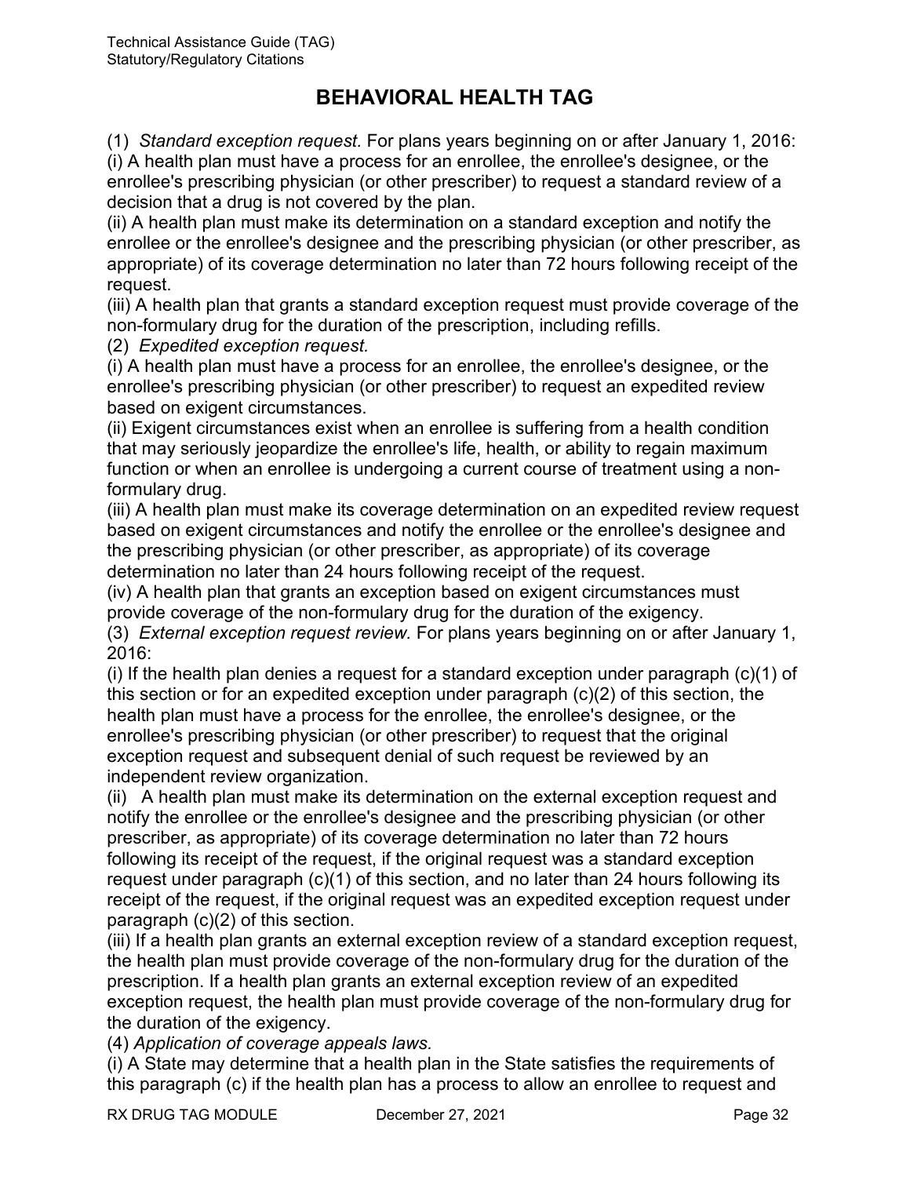# BEHAVIORAL HEALTH TAG

(1) *Standard exception request.* For plans years beginning on or after January 1, 2016:
(i) A health plan must have a process for an enrollee, the enrollee's designee, or the enrollee's prescribing physician (or other prescriber) to request a standard review of a decision that a drug is not covered by the plan.
(ii) A health plan must make its determination on a standard exception and notify the enrollee or the enrollee's designee and the prescribing physician (or other prescriber, as appropriate) of its coverage determination no later than 72 hours following receipt of the request.
(iii) A health plan that grants a standard exception request must provide coverage of the non-formulary drug for the duration of the prescription, including refills.
(2) *Expedited exception request.*
(i) A health plan must have a process for an enrollee, the enrollee's designee, or the enrollee's prescribing physician (or other prescriber) to request an expedited review based on exigent circumstances.
(ii) Exigent circumstances exist when an enrollee is suffering from a health condition that may seriously jeopardize the enrollee's life, health, or ability to regain maximum function or when an enrollee is undergoing a current course of treatment using a non-formulary drug.
(iii) A health plan must make its coverage determination on an expedited review request based on exigent circumstances and notify the enrollee or the enrollee's designee and the prescribing physician (or other prescriber, as appropriate) of its coverage determination no later than 24 hours following receipt of the request.
(iv) A health plan that grants an exception based on exigent circumstances must provide coverage of the non-formulary drug for the duration of the exigency.
(3) *External exception request review.* For plans years beginning on or after January 1, 2016:
(i) If the health plan denies a request for a standard exception under paragraph (c)(1) of this section or for an expedited exception under paragraph (c)(2) of this section, the health plan must have a process for the enrollee, the enrollee's designee, or the enrollee's prescribing physician (or other prescriber) to request that the original exception request and subsequent denial of such request be reviewed by an independent review organization.
(ii) A health plan must make its determination on the external exception request and notify the enrollee or the enrollee's designee and the prescribing physician (or other prescriber, as appropriate) of its coverage determination no later than 72 hours following its receipt of the request, if the original request was a standard exception request under paragraph (c)(1) of this section, and no later than 24 hours following its receipt of the request, if the original request was an expedited exception request under paragraph (c)(2) of this section.
(iii) If a health plan grants an external exception review of a standard exception request, the health plan must provide coverage of the non-formulary drug for the duration of the prescription. If a health plan grants an external exception review of an expedited exception request, the health plan must provide coverage of the non-formulary drug for the duration of the exigency.
(4) *Application of coverage appeals laws.*
(i) A State may determine that a health plan in the State satisfies the requirements of this paragraph (c) if the health plan has a process to allow an enrollee to request and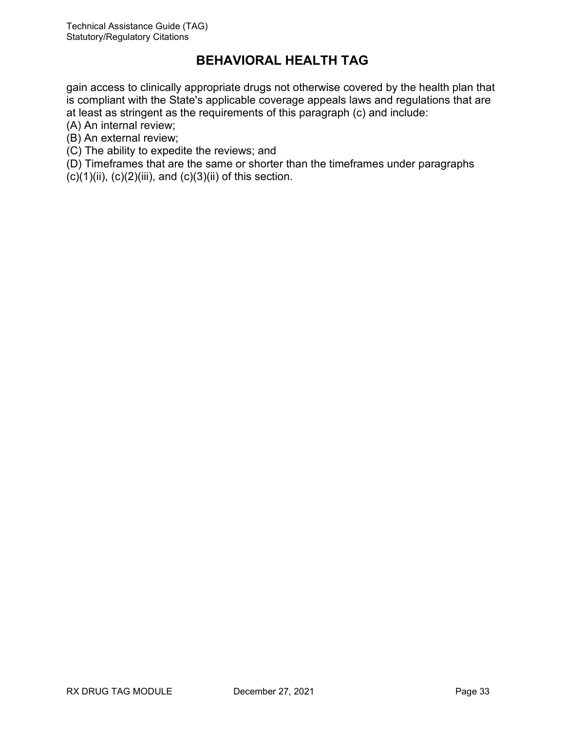# BEHAVIORAL HEALTH TAG

gain access to clinically appropriate drugs not otherwise covered by the health plan that is compliant with the State's applicable coverage appeals laws and regulations that are at least as stringent as the requirements of this paragraph (c) and include:
(A) An internal review;
(B) An external review;
(C) The ability to expedite the reviews; and
(D) Timeframes that are the same or shorter than the timeframes under paragraphs (c)(1)(ii), (c)(2)(iii), and (c)(3)(ii) of this section.